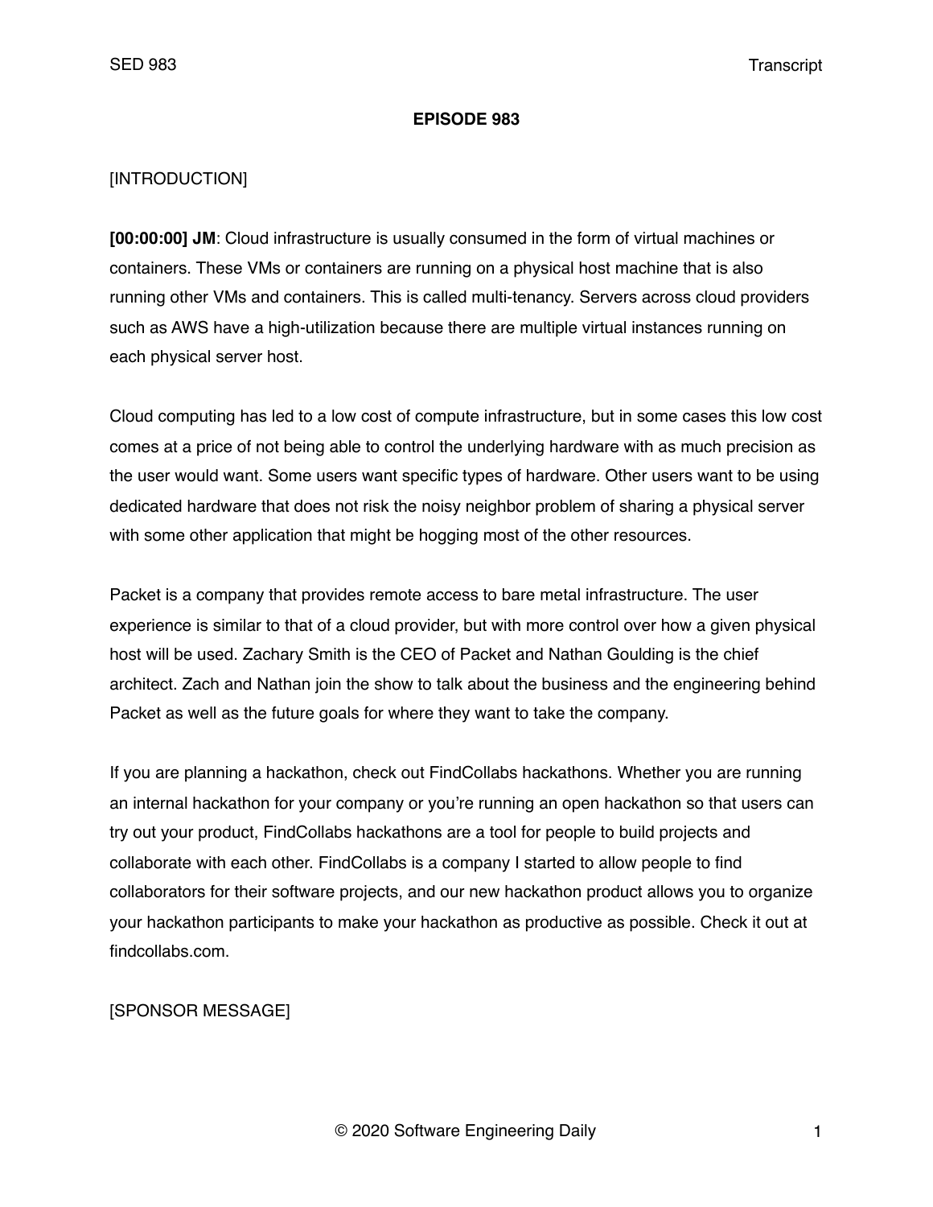**EPISODE 983**

[INTRODUCTION]

**[00:00:00] JM**: Cloud infrastructure is usually consumed in the form of virtual machines or containers. These VMs or containers are running on a physical host machine that is also running other VMs and containers. This is called multi-tenancy. Servers across cloud providers such as AWS have a high-utilization because there are multiple virtual instances running on each physical server host.

Cloud computing has led to a low cost of compute infrastructure, but in some cases this low cost comes at a price of not being able to control the underlying hardware with as much precision as the user would want. Some users want specific types of hardware. Other users want to be using dedicated hardware that does not risk the noisy neighbor problem of sharing a physical server with some other application that might be hogging most of the other resources.

Packet is a company that provides remote access to bare metal infrastructure. The user experience is similar to that of a cloud provider, but with more control over how a given physical host will be used. Zachary Smith is the CEO of Packet and Nathan Goulding is the chief architect. Zach and Nathan join the show to talk about the business and the engineering behind Packet as well as the future goals for where they want to take the company.

If you are planning a hackathon, check out FindCollabs hackathons. Whether you are running an internal hackathon for your company or you're running an open hackathon so that users can try out your product, FindCollabs hackathons are a tool for people to build projects and collaborate with each other. FindCollabs is a company I started to allow people to find collaborators for their software projects, and our new hackathon product allows you to organize your hackathon participants to make your hackathon as productive as possible. Check it out at findcollabs.com.

[SPONSOR MESSAGE]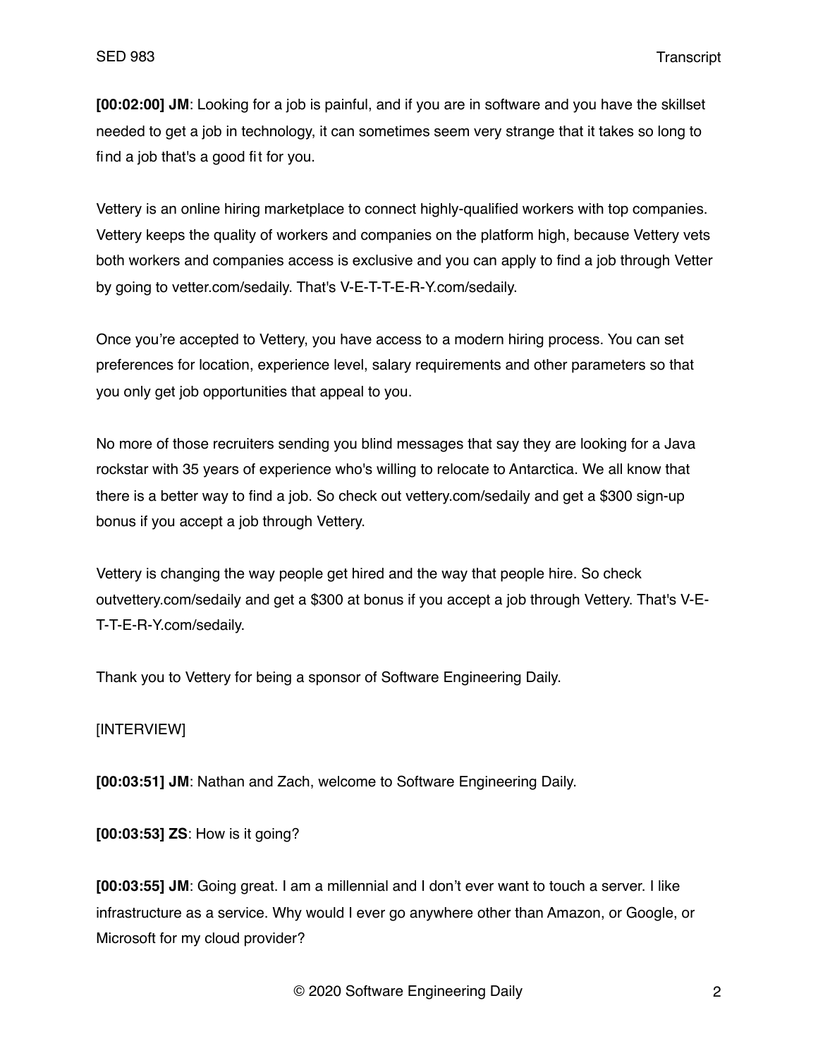**[00:02:00] JM**: Looking for a job is painful, and if you are in software and you have the skillset needed to get a job in technology, it can sometimes seem very strange that it takes so long to find a job that's a good fit for you.

Vettery is an online hiring marketplace to connect highly-qualified workers with top companies. Vettery keeps the quality of workers and companies on the platform high, because Vettery vets both workers and companies access is exclusive and you can apply to find a job through Vetter by going to vetter.com/sedaily. That's V-E-T-T-E-R-Y.com/sedaily.

Once you're accepted to Vettery, you have access to a modern hiring process. You can set preferences for location, experience level, salary requirements and other parameters so that you only get job opportunities that appeal to you.

No more of those recruiters sending you blind messages that say they are looking for a Java rockstar with 35 years of experience who's willing to relocate to Antarctica. We all know that there is a better way to find a job. So check out vettery.com/sedaily and get a $300 sign-up bonus if you accept a job through Vettery.

Vettery is changing the way people get hired and the way that people hire. So check outvettery.com/sedaily and get a $300 at bonus if you accept a job through Vettery. That's V-E-T-T-E-R-Y.com/sedaily.

Thank you to Vettery for being a sponsor of Software Engineering Daily.

[INTERVIEW]

**[00:03:51] JM**: Nathan and Zach, welcome to Software Engineering Daily.

**[00:03:53] ZS**: How is it going?

**[00:03:55] JM**: Going great. I am a millennial and I don't ever want to touch a server. I like infrastructure as a service. Why would I ever go anywhere other than Amazon, or Google, or Microsoft for my cloud provider?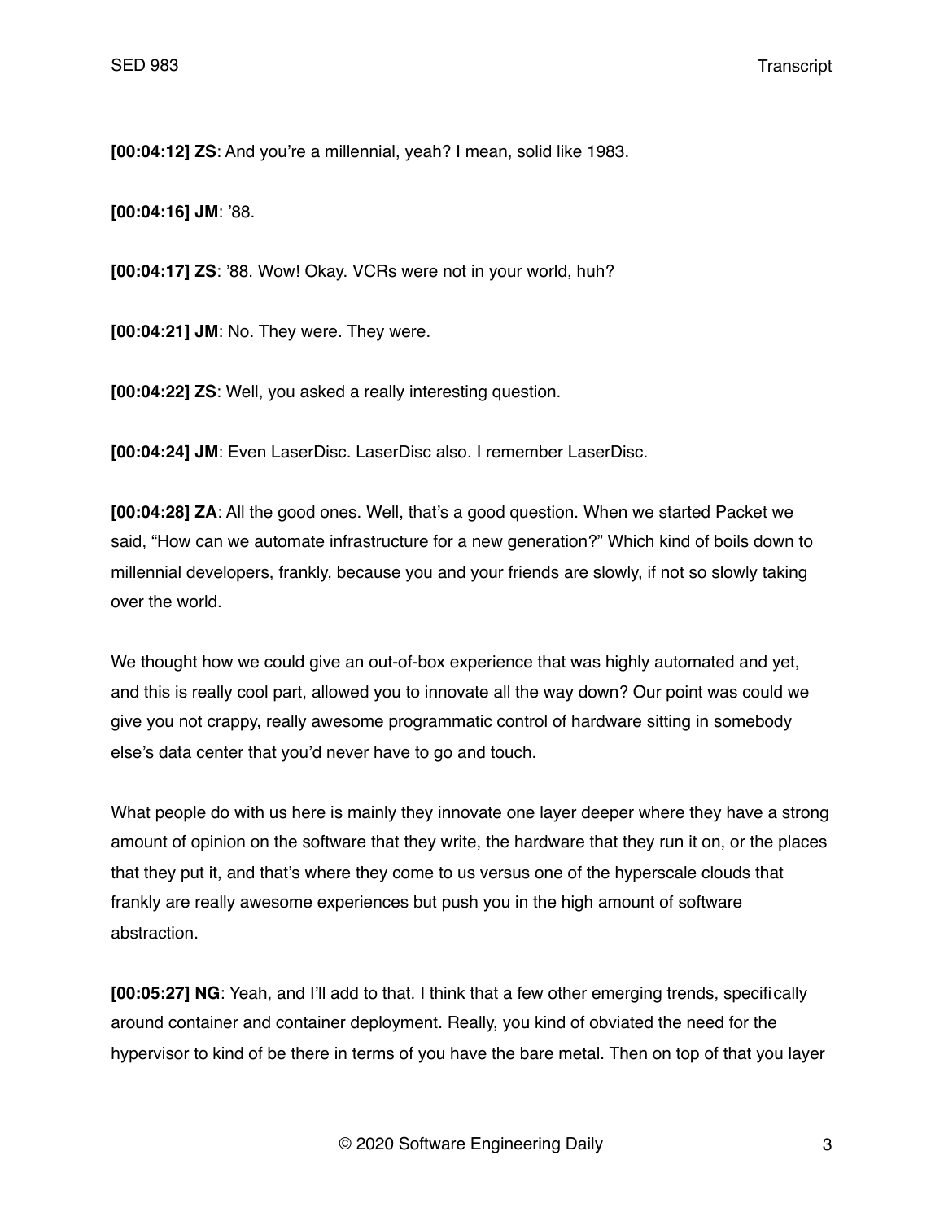**[00:04:12] ZS**: And you're a millennial, yeah? I mean, solid like 1983.

**[00:04:16] JM**: '88.

**[00:04:17] ZS**: '88. Wow! Okay. VCRs were not in your world, huh?

**[00:04:21] JM**: No. They were. They were.

**[00:04:22] ZS**: Well, you asked a really interesting question.

**[00:04:24] JM**: Even LaserDisc. LaserDisc also. I remember LaserDisc.

**[00:04:28] ZA**: All the good ones. Well, that's a good question. When we started Packet we said, "How can we automate infrastructure for a new generation?" Which kind of boils down to millennial developers, frankly, because you and your friends are slowly, if not so slowly taking over the world.

We thought how we could give an out-of-box experience that was highly automated and yet, and this is really cool part, allowed you to innovate all the way down? Our point was could we give you not crappy, really awesome programmatic control of hardware sitting in somebody else's data center that you'd never have to go and touch.

What people do with us here is mainly they innovate one layer deeper where they have a strong amount of opinion on the software that they write, the hardware that they run it on, or the places that they put it, and that's where they come to us versus one of the hyperscale clouds that frankly are really awesome experiences but push you in the high amount of software abstraction.

**[00:05:27] NG**: Yeah, and I'll add to that. I think that a few other emerging trends, specifically around container and container deployment. Really, you kind of obviated the need for the hypervisor to kind of be there in terms of you have the bare metal. Then on top of that you layer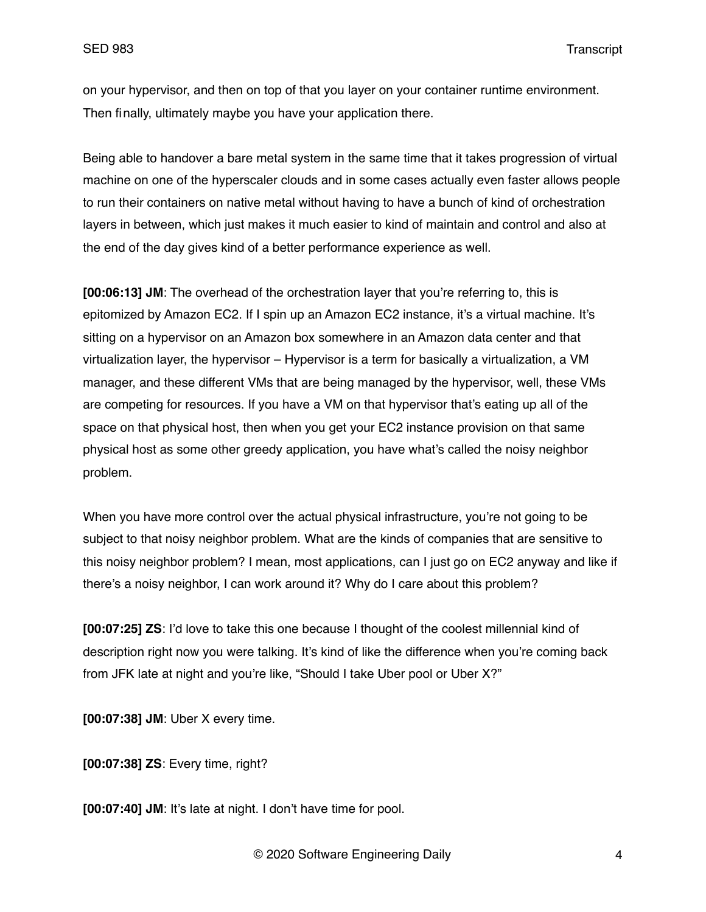on your hypervisor, and then on top of that you layer on your container runtime environment. Then finally, ultimately maybe you have your application there.

Being able to handover a bare metal system in the same time that it takes progression of virtual machine on one of the hyperscaler clouds and in some cases actually even faster allows people to run their containers on native metal without having to have a bunch of kind of orchestration layers in between, which just makes it much easier to kind of maintain and control and also at the end of the day gives kind of a better performance experience as well.

**[00:06:13] JM**: The overhead of the orchestration layer that you're referring to, this is epitomized by Amazon EC2. If I spin up an Amazon EC2 instance, it's a virtual machine. It's sitting on a hypervisor on an Amazon box somewhere in an Amazon data center and that virtualization layer, the hypervisor – Hypervisor is a term for basically a virtualization, a VM manager, and these different VMs that are being managed by the hypervisor, well, these VMs are competing for resources. If you have a VM on that hypervisor that's eating up all of the space on that physical host, then when you get your EC2 instance provision on that same physical host as some other greedy application, you have what's called the noisy neighbor problem.

When you have more control over the actual physical infrastructure, you're not going to be subject to that noisy neighbor problem. What are the kinds of companies that are sensitive to this noisy neighbor problem? I mean, most applications, can I just go on EC2 anyway and like if there's a noisy neighbor, I can work around it? Why do I care about this problem?

**[00:07:25] ZS**: I'd love to take this one because I thought of the coolest millennial kind of description right now you were talking. It's kind of like the difference when you're coming back from JFK late at night and you're like, "Should I take Uber pool or Uber X?"

**[00:07:38] JM**: Uber X every time.

**[00:07:38] ZS**: Every time, right?

**[00:07:40] JM**: It's late at night. I don't have time for pool.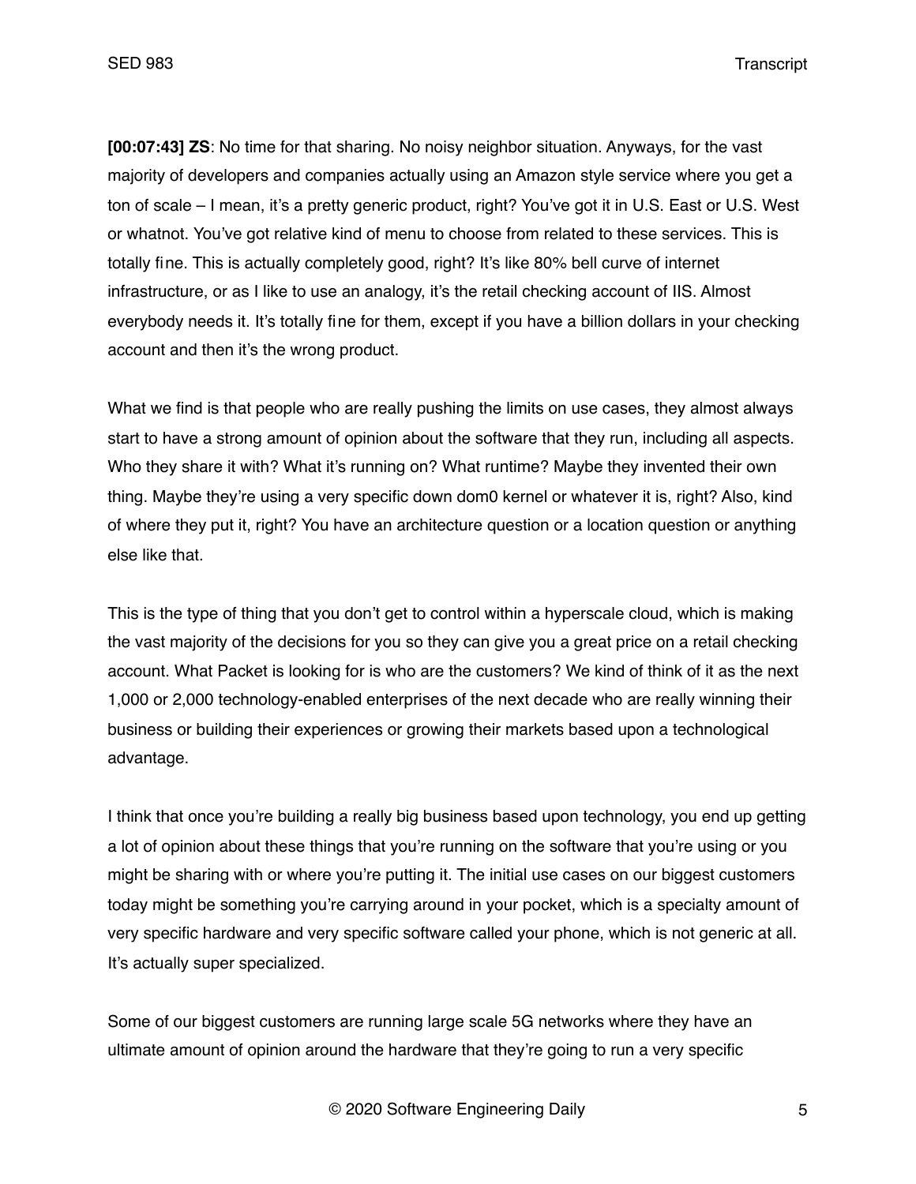**[00:07:43] ZS**: No time for that sharing. No noisy neighbor situation. Anyways, for the vast majority of developers and companies actually using an Amazon style service where you get a ton of scale – I mean, it's a pretty generic product, right? You've got it in U.S. East or U.S. West or whatnot. You've got relative kind of menu to choose from related to these services. This is totally fine. This is actually completely good, right? It's like 80% bell curve of internet infrastructure, or as I like to use an analogy, it's the retail checking account of IIS. Almost everybody needs it. It's totally fine for them, except if you have a billion dollars in your checking account and then it's the wrong product.

What we find is that people who are really pushing the limits on use cases, they almost always start to have a strong amount of opinion about the software that they run, including all aspects. Who they share it with? What it's running on? What runtime? Maybe they invented their own thing. Maybe they're using a very specific down dom0 kernel or whatever it is, right? Also, kind of where they put it, right? You have an architecture question or a location question or anything else like that.

This is the type of thing that you don't get to control within a hyperscale cloud, which is making the vast majority of the decisions for you so they can give you a great price on a retail checking account. What Packet is looking for is who are the customers? We kind of think of it as the next 1,000 or 2,000 technology-enabled enterprises of the next decade who are really winning their business or building their experiences or growing their markets based upon a technological advantage.

I think that once you're building a really big business based upon technology, you end up getting a lot of opinion about these things that you're running on the software that you're using or you might be sharing with or where you're putting it. The initial use cases on our biggest customers today might be something you're carrying around in your pocket, which is a specialty amount of very specific hardware and very specific software called your phone, which is not generic at all. It's actually super specialized.

Some of our biggest customers are running large scale 5G networks where they have an ultimate amount of opinion around the hardware that they're going to run a very specific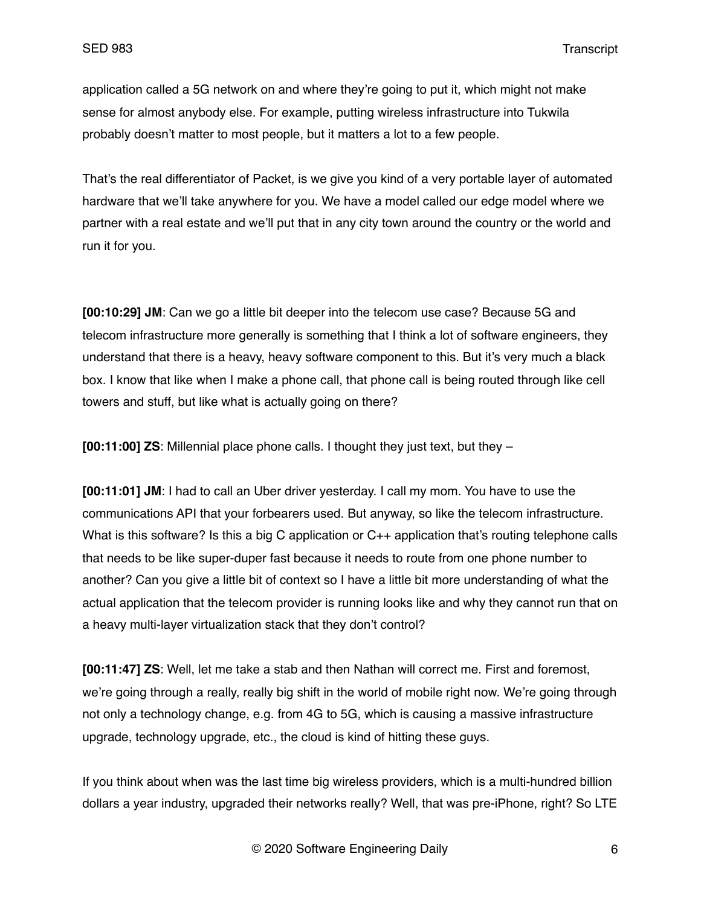application called a 5G network on and where they're going to put it, which might not make sense for almost anybody else. For example, putting wireless infrastructure into Tukwila probably doesn't matter to most people, but it matters a lot to a few people.

That's the real differentiator of Packet, is we give you kind of a very portable layer of automated hardware that we'll take anywhere for you. We have a model called our edge model where we partner with a real estate and we'll put that in any city town around the country or the world and run it for you.

**[00:10:29] JM**: Can we go a little bit deeper into the telecom use case? Because 5G and telecom infrastructure more generally is something that I think a lot of software engineers, they understand that there is a heavy, heavy software component to this. But it's very much a black box. I know that like when I make a phone call, that phone call is being routed through like cell towers and stuff, but like what is actually going on there?

**[00:11:00] ZS**: Millennial place phone calls. I thought they just text, but they –

**[00:11:01] JM**: I had to call an Uber driver yesterday. I call my mom. You have to use the communications API that your forbearers used. But anyway, so like the telecom infrastructure. What is this software? Is this a big C application or C++ application that's routing telephone calls that needs to be like super-duper fast because it needs to route from one phone number to another? Can you give a little bit of context so I have a little bit more understanding of what the actual application that the telecom provider is running looks like and why they cannot run that on a heavy multi-layer virtualization stack that they don't control?

**[00:11:47] ZS**: Well, let me take a stab and then Nathan will correct me. First and foremost, we're going through a really, really big shift in the world of mobile right now. We're going through not only a technology change, e.g. from 4G to 5G, which is causing a massive infrastructure upgrade, technology upgrade, etc., the cloud is kind of hitting these guys.

If you think about when was the last time big wireless providers, which is a multi-hundred billion dollars a year industry, upgraded their networks really? Well, that was pre-iPhone, right? So LTE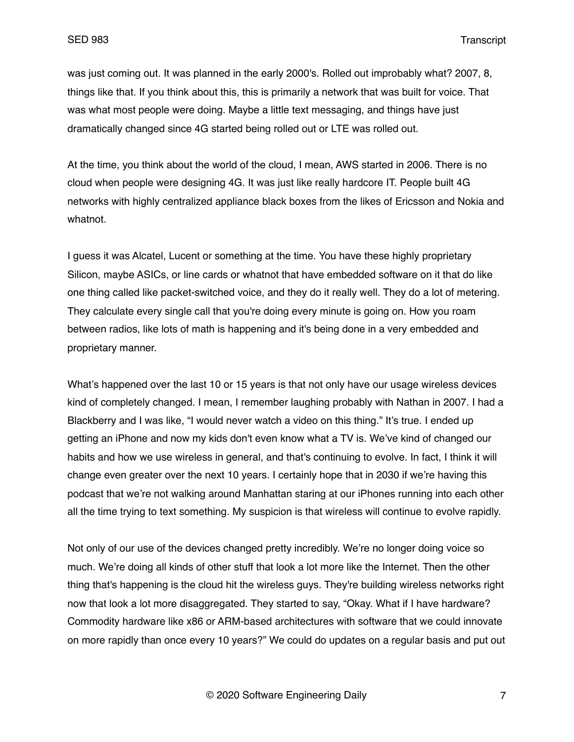was just coming out. It was planned in the early 2000's. Rolled out improbably what? 2007, 8, things like that. If you think about this, this is primarily a network that was built for voice. That was what most people were doing. Maybe a little text messaging, and things have just dramatically changed since 4G started being rolled out or LTE was rolled out.

At the time, you think about the world of the cloud, I mean, AWS started in 2006. There is no cloud when people were designing 4G. It was just like really hardcore IT. People built 4G networks with highly centralized appliance black boxes from the likes of Ericsson and Nokia and whatnot.

I guess it was Alcatel, Lucent or something at the time. You have these highly proprietary Silicon, maybe ASICs, or line cards or whatnot that have embedded software on it that do like one thing called like packet-switched voice, and they do it really well. They do a lot of metering. They calculate every single call that you're doing every minute is going on. How you roam between radios, like lots of math is happening and it's being done in a very embedded and proprietary manner.

What's happened over the last 10 or 15 years is that not only have our usage wireless devices kind of completely changed. I mean, I remember laughing probably with Nathan in 2007. I had a Blackberry and I was like, "I would never watch a video on this thing." It's true. I ended up getting an iPhone and now my kids don't even know what a TV is. We've kind of changed our habits and how we use wireless in general, and that's continuing to evolve. In fact, I think it will change even greater over the next 10 years. I certainly hope that in 2030 if we're having this podcast that we're not walking around Manhattan staring at our iPhones running into each other all the time trying to text something. My suspicion is that wireless will continue to evolve rapidly.

Not only of our use of the devices changed pretty incredibly. We're no longer doing voice so much. We're doing all kinds of other stuff that look a lot more like the Internet. Then the other thing that's happening is the cloud hit the wireless guys. They're building wireless networks right now that look a lot more disaggregated. They started to say, "Okay. What if I have hardware? Commodity hardware like x86 or ARM-based architectures with software that we could innovate on more rapidly than once every 10 years?" We could do updates on a regular basis and put out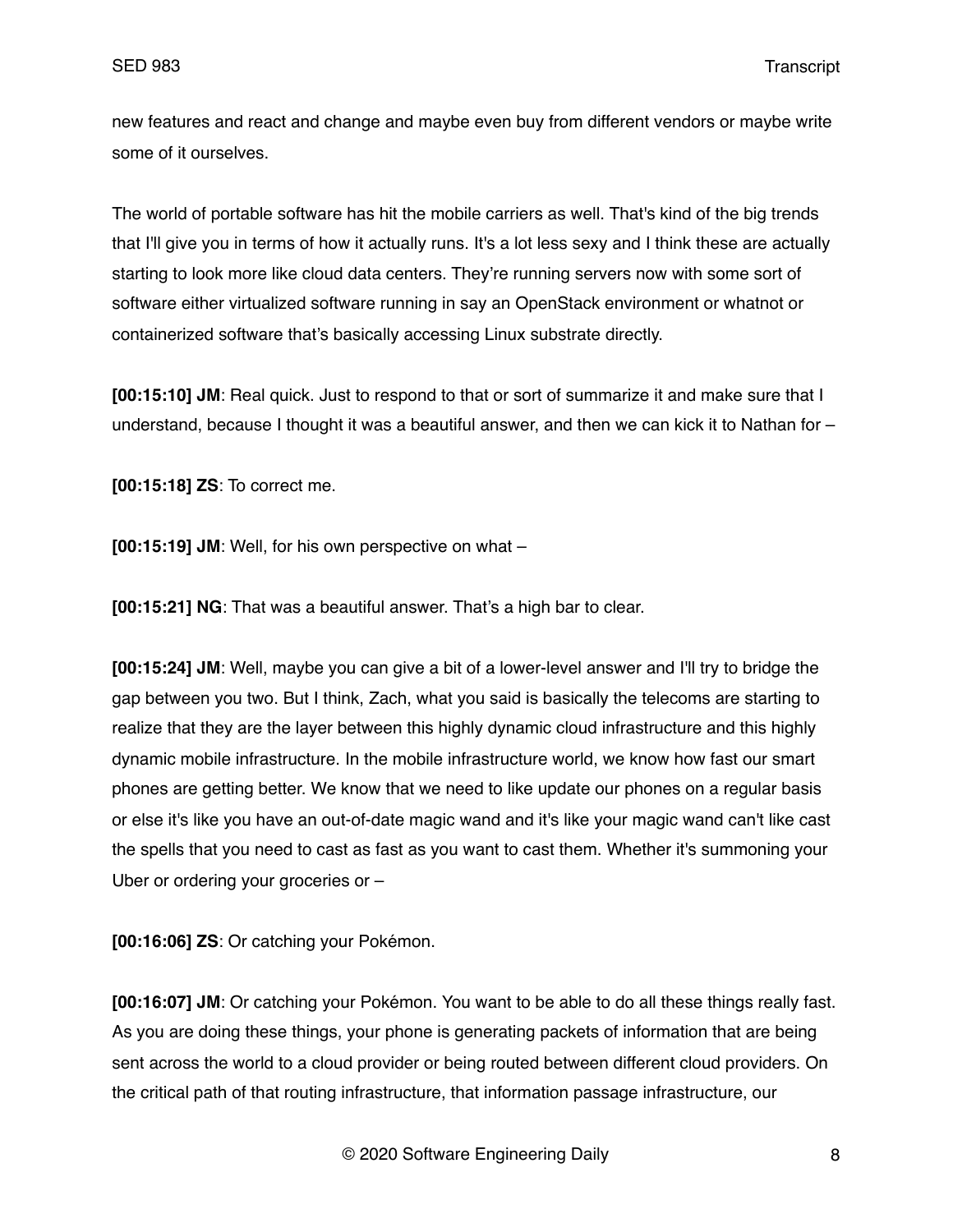new features and react and change and maybe even buy from different vendors or maybe write some of it ourselves.

The world of portable software has hit the mobile carriers as well. That's kind of the big trends that I'll give you in terms of how it actually runs. It's a lot less sexy and I think these are actually starting to look more like cloud data centers. They're running servers now with some sort of software either virtualized software running in say an OpenStack environment or whatnot or containerized software that's basically accessing Linux substrate directly.

**[00:15:10] JM**: Real quick. Just to respond to that or sort of summarize it and make sure that I understand, because I thought it was a beautiful answer, and then we can kick it to Nathan for –

**[00:15:18] ZS**: To correct me.

**[00:15:19] JM**: Well, for his own perspective on what –

**[00:15:21] NG**: That was a beautiful answer. That's a high bar to clear.

**[00:15:24] JM**: Well, maybe you can give a bit of a lower-level answer and I'll try to bridge the gap between you two. But I think, Zach, what you said is basically the telecoms are starting to realize that they are the layer between this highly dynamic cloud infrastructure and this highly dynamic mobile infrastructure. In the mobile infrastructure world, we know how fast our smart phones are getting better. We know that we need to like update our phones on a regular basis or else it's like you have an out-of-date magic wand and it's like your magic wand can't like cast the spells that you need to cast as fast as you want to cast them. Whether it's summoning your Uber or ordering your groceries or –

**[00:16:06] ZS**: Or catching your Pokémon.

**[00:16:07] JM**: Or catching your Pokémon. You want to be able to do all these things really fast. As you are doing these things, your phone is generating packets of information that are being sent across the world to a cloud provider or being routed between different cloud providers. On the critical path of that routing infrastructure, that information passage infrastructure, our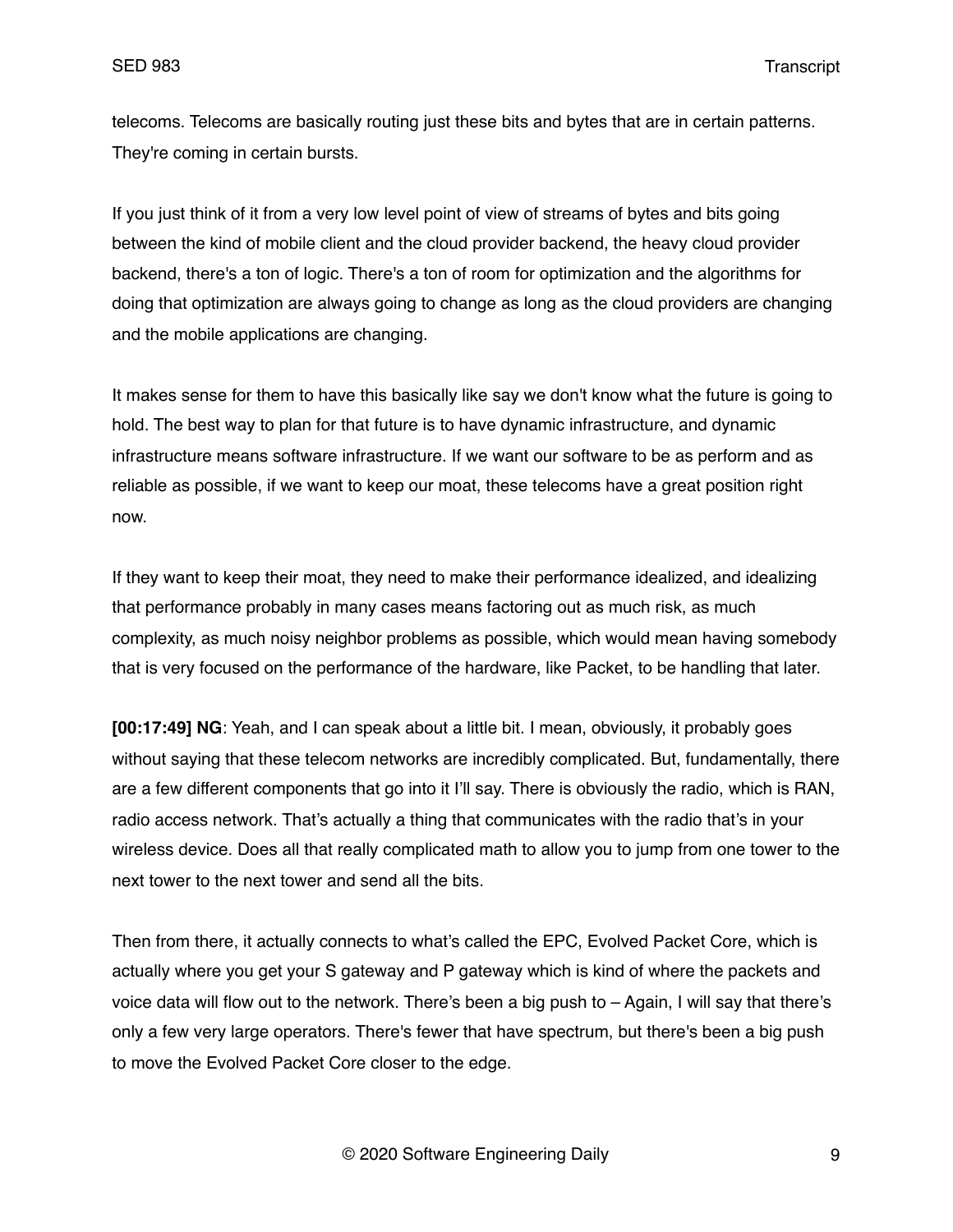telecoms. Telecoms are basically routing just these bits and bytes that are in certain patterns. They're coming in certain bursts.

If you just think of it from a very low level point of view of streams of bytes and bits going between the kind of mobile client and the cloud provider backend, the heavy cloud provider backend, there's a ton of logic. There's a ton of room for optimization and the algorithms for doing that optimization are always going to change as long as the cloud providers are changing and the mobile applications are changing.

It makes sense for them to have this basically like say we don't know what the future is going to hold. The best way to plan for that future is to have dynamic infrastructure, and dynamic infrastructure means software infrastructure. If we want our software to be as perform and as reliable as possible, if we want to keep our moat, these telecoms have a great position right now.

If they want to keep their moat, they need to make their performance idealized, and idealizing that performance probably in many cases means factoring out as much risk, as much complexity, as much noisy neighbor problems as possible, which would mean having somebody that is very focused on the performance of the hardware, like Packet, to be handling that later.

**[00:17:49] NG**: Yeah, and I can speak about a little bit. I mean, obviously, it probably goes without saying that these telecom networks are incredibly complicated. But, fundamentally, there are a few different components that go into it I'll say. There is obviously the radio, which is RAN, radio access network. That's actually a thing that communicates with the radio that's in your wireless device. Does all that really complicated math to allow you to jump from one tower to the next tower to the next tower and send all the bits.

Then from there, it actually connects to what's called the EPC, Evolved Packet Core, which is actually where you get your S gateway and P gateway which is kind of where the packets and voice data will flow out to the network. There's been a big push to – Again, I will say that there's only a few very large operators. There's fewer that have spectrum, but there's been a big push to move the Evolved Packet Core closer to the edge.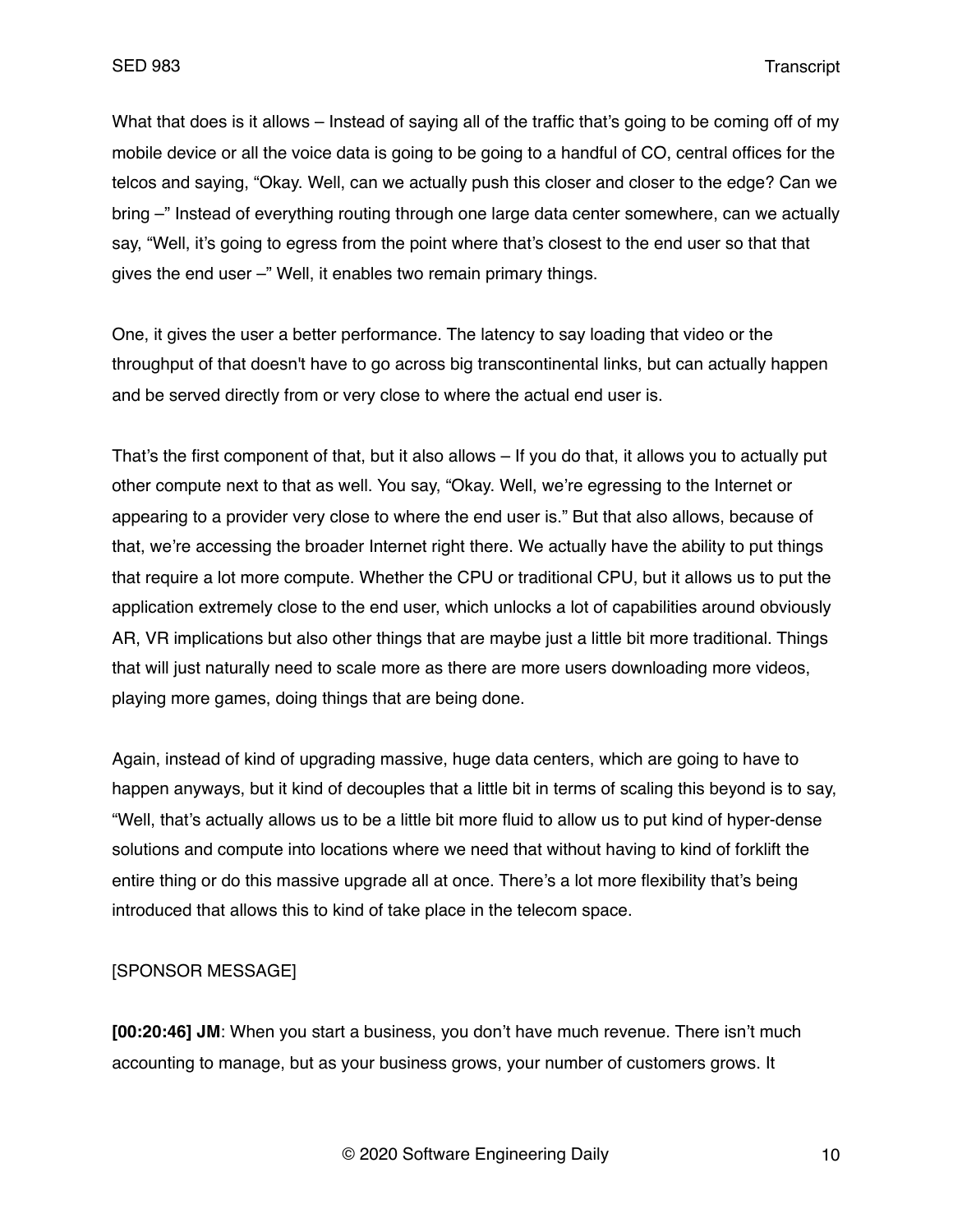What that does is it allows – Instead of saying all of the traffic that's going to be coming off of my mobile device or all the voice data is going to be going to a handful of CO, central offices for the telcos and saying, "Okay. Well, can we actually push this closer and closer to the edge? Can we bring –" Instead of everything routing through one large data center somewhere, can we actually say, "Well, it's going to egress from the point where that's closest to the end user so that that gives the end user –" Well, it enables two remain primary things.

One, it gives the user a better performance. The latency to say loading that video or the throughput of that doesn't have to go across big transcontinental links, but can actually happen and be served directly from or very close to where the actual end user is.

That's the first component of that, but it also allows – If you do that, it allows you to actually put other compute next to that as well. You say, "Okay. Well, we're egressing to the Internet or appearing to a provider very close to where the end user is." But that also allows, because of that, we're accessing the broader Internet right there. We actually have the ability to put things that require a lot more compute. Whether the CPU or traditional CPU, but it allows us to put the application extremely close to the end user, which unlocks a lot of capabilities around obviously AR, VR implications but also other things that are maybe just a little bit more traditional. Things that will just naturally need to scale more as there are more users downloading more videos, playing more games, doing things that are being done.

Again, instead of kind of upgrading massive, huge data centers, which are going to have to happen anyways, but it kind of decouples that a little bit in terms of scaling this beyond is to say, "Well, that's actually allows us to be a little bit more fluid to allow us to put kind of hyper-dense solutions and compute into locations where we need that without having to kind of forklift the entire thing or do this massive upgrade all at once. There's a lot more flexibility that's being introduced that allows this to kind of take place in the telecom space.

[SPONSOR MESSAGE]

**[00:20:46] JM**: When you start a business, you don't have much revenue. There isn't much accounting to manage, but as your business grows, your number of customers grows. It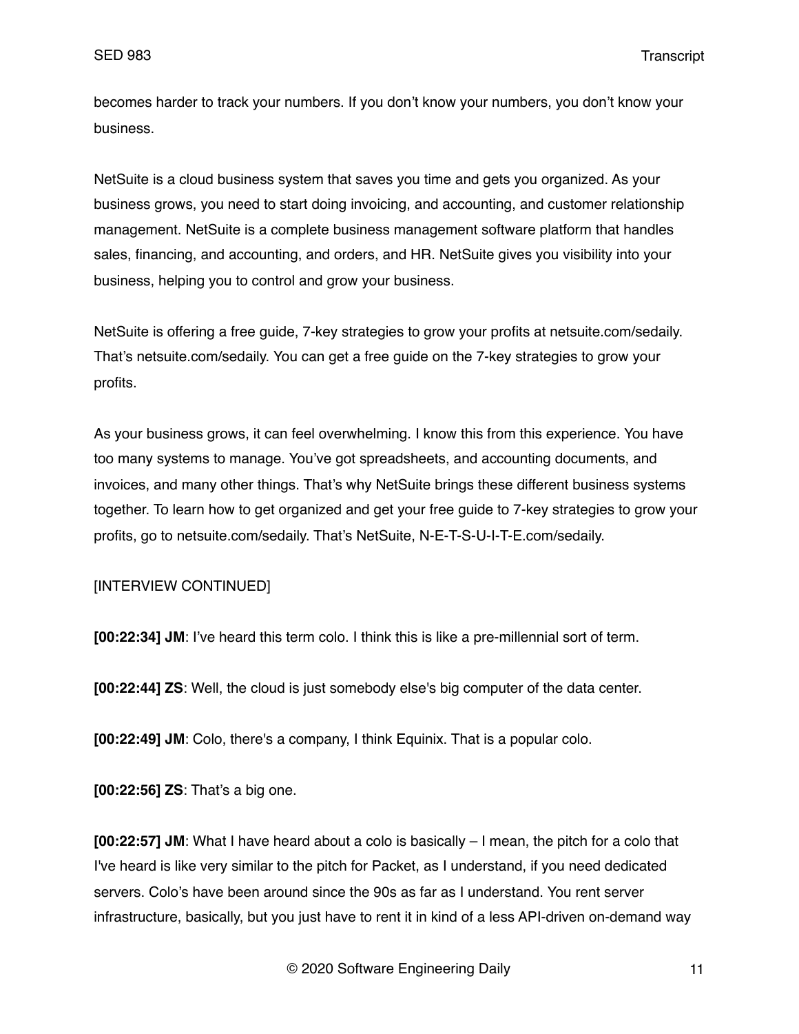becomes harder to track your numbers. If you don't know your numbers, you don't know your business.

NetSuite is a cloud business system that saves you time and gets you organized. As your business grows, you need to start doing invoicing, and accounting, and customer relationship management. NetSuite is a complete business management software platform that handles sales, financing, and accounting, and orders, and HR. NetSuite gives you visibility into your business, helping you to control and grow your business.

NetSuite is offering a free guide, 7-key strategies to grow your profits at netsuite.com/sedaily. That's netsuite.com/sedaily. You can get a free guide on the 7-key strategies to grow your profits.

As your business grows, it can feel overwhelming. I know this from this experience. You have too many systems to manage. You've got spreadsheets, and accounting documents, and invoices, and many other things. That's why NetSuite brings these different business systems together. To learn how to get organized and get your free guide to 7-key strategies to grow your profits, go to netsuite.com/sedaily. That's NetSuite, N-E-T-S-U-I-T-E.com/sedaily.

[INTERVIEW CONTINUED]

**[00:22:34] JM**: I've heard this term colo. I think this is like a pre-millennial sort of term.

**[00:22:44] ZS**: Well, the cloud is just somebody else's big computer of the data center.

**[00:22:49] JM**: Colo, there's a company, I think Equinix. That is a popular colo.

**[00:22:56] ZS**: That's a big one.

**[00:22:57] JM**: What I have heard about a colo is basically – I mean, the pitch for a colo that I've heard is like very similar to the pitch for Packet, as I understand, if you need dedicated servers. Colo's have been around since the 90s as far as I understand. You rent server infrastructure, basically, but you just have to rent it in kind of a less API-driven on-demand way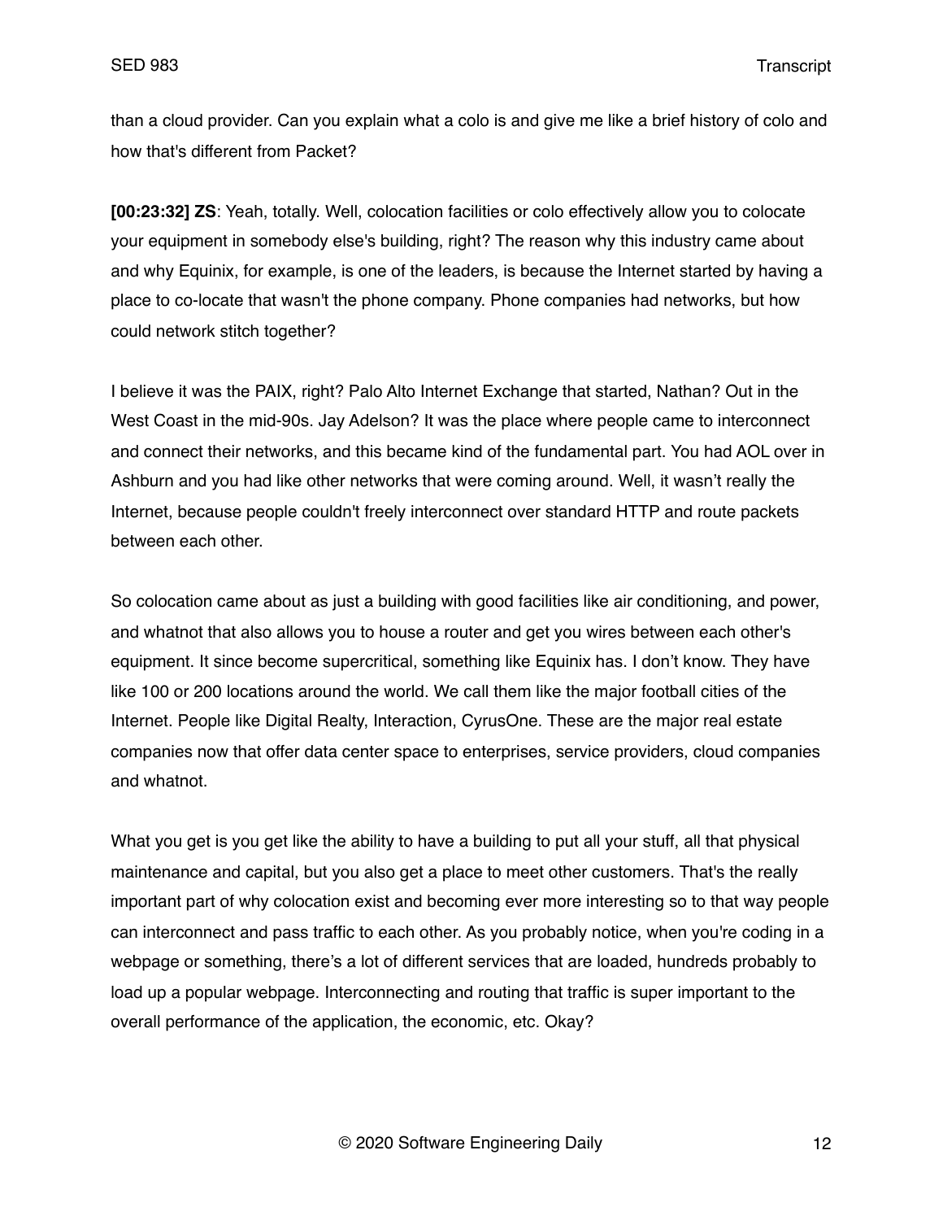than a cloud provider. Can you explain what a colo is and give me like a brief history of colo and how that's different from Packet?

**[00:23:32] ZS**: Yeah, totally. Well, colocation facilities or colo effectively allow you to colocate your equipment in somebody else's building, right? The reason why this industry came about and why Equinix, for example, is one of the leaders, is because the Internet started by having a place to co-locate that wasn't the phone company. Phone companies had networks, but how could network stitch together?

I believe it was the PAIX, right? Palo Alto Internet Exchange that started, Nathan? Out in the West Coast in the mid-90s. Jay Adelson? It was the place where people came to interconnect and connect their networks, and this became kind of the fundamental part. You had AOL over in Ashburn and you had like other networks that were coming around. Well, it wasn't really the Internet, because people couldn't freely interconnect over standard HTTP and route packets between each other.

So colocation came about as just a building with good facilities like air conditioning, and power, and whatnot that also allows you to house a router and get you wires between each other's equipment. It since become supercritical, something like Equinix has. I don't know. They have like 100 or 200 locations around the world. We call them like the major football cities of the Internet. People like Digital Realty, Interaction, CyrusOne. These are the major real estate companies now that offer data center space to enterprises, service providers, cloud companies and whatnot.

What you get is you get like the ability to have a building to put all your stuff, all that physical maintenance and capital, but you also get a place to meet other customers. That's the really important part of why colocation exist and becoming ever more interesting so to that way people can interconnect and pass traffic to each other. As you probably notice, when you're coding in a webpage or something, there's a lot of different services that are loaded, hundreds probably to load up a popular webpage. Interconnecting and routing that traffic is super important to the overall performance of the application, the economic, etc. Okay?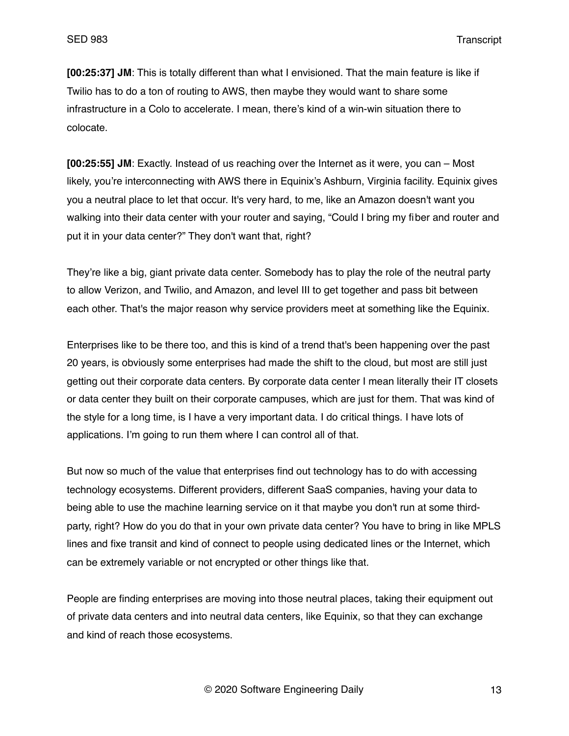**[00:25:37] JM**: This is totally different than what I envisioned. That the main feature is like if Twilio has to do a ton of routing to AWS, then maybe they would want to share some infrastructure in a Colo to accelerate. I mean, there's kind of a win-win situation there to colocate.

**[00:25:55] JM**: Exactly. Instead of us reaching over the Internet as it were, you can – Most likely, you're interconnecting with AWS there in Equinix's Ashburn, Virginia facility. Equinix gives you a neutral place to let that occur. It's very hard, to me, like an Amazon doesn't want you walking into their data center with your router and saying, "Could I bring my fiber and router and put it in your data center?" They don't want that, right?

They're like a big, giant private data center. Somebody has to play the role of the neutral party to allow Verizon, and Twilio, and Amazon, and level III to get together and pass bit between each other. That's the major reason why service providers meet at something like the Equinix.

Enterprises like to be there too, and this is kind of a trend that's been happening over the past 20 years, is obviously some enterprises had made the shift to the cloud, but most are still just getting out their corporate data centers. By corporate data center I mean literally their IT closets or data center they built on their corporate campuses, which are just for them. That was kind of the style for a long time, is I have a very important data. I do critical things. I have lots of applications. I'm going to run them where I can control all of that.

But now so much of the value that enterprises find out technology has to do with accessing technology ecosystems. Different providers, different SaaS companies, having your data to being able to use the machine learning service on it that maybe you don't run at some third-party, right? How do you do that in your own private data center? You have to bring in like MPLS lines and fixe transit and kind of connect to people using dedicated lines or the Internet, which can be extremely variable or not encrypted or other things like that.

People are finding enterprises are moving into those neutral places, taking their equipment out of private data centers and into neutral data centers, like Equinix, so that they can exchange and kind of reach those ecosystems.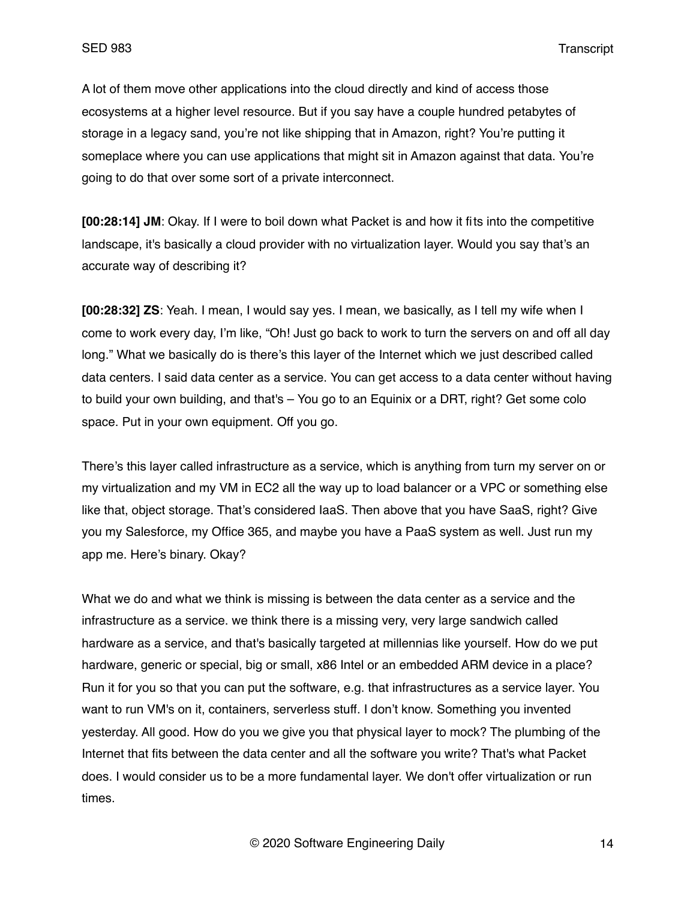A lot of them move other applications into the cloud directly and kind of access those ecosystems at a higher level resource. But if you say have a couple hundred petabytes of storage in a legacy sand, you're not like shipping that in Amazon, right? You're putting it someplace where you can use applications that might sit in Amazon against that data. You're going to do that over some sort of a private interconnect.

**[00:28:14] JM**: Okay. If I were to boil down what Packet is and how it fits into the competitive landscape, it's basically a cloud provider with no virtualization layer. Would you say that's an accurate way of describing it?

**[00:28:32] ZS**: Yeah. I mean, I would say yes. I mean, we basically, as I tell my wife when I come to work every day, I'm like, "Oh! Just go back to work to turn the servers on and off all day long." What we basically do is there's this layer of the Internet which we just described called data centers. I said data center as a service. You can get access to a data center without having to build your own building, and that's – You go to an Equinix or a DRT, right? Get some colo space. Put in your own equipment. Off you go.

There's this layer called infrastructure as a service, which is anything from turn my server on or my virtualization and my VM in EC2 all the way up to load balancer or a VPC or something else like that, object storage. That's considered IaaS. Then above that you have SaaS, right? Give you my Salesforce, my Office 365, and maybe you have a PaaS system as well. Just run my app me. Here's binary. Okay?

What we do and what we think is missing is between the data center as a service and the infrastructure as a service. we think there is a missing very, very large sandwich called hardware as a service, and that's basically targeted at millennias like yourself. How do we put hardware, generic or special, big or small, x86 Intel or an embedded ARM device in a place? Run it for you so that you can put the software, e.g. that infrastructures as a service layer. You want to run VM's on it, containers, serverless stuff. I don't know. Something you invented yesterday. All good. How do you we give you that physical layer to mock? The plumbing of the Internet that fits between the data center and all the software you write? That's what Packet does. I would consider us to be a more fundamental layer. We don't offer virtualization or run times.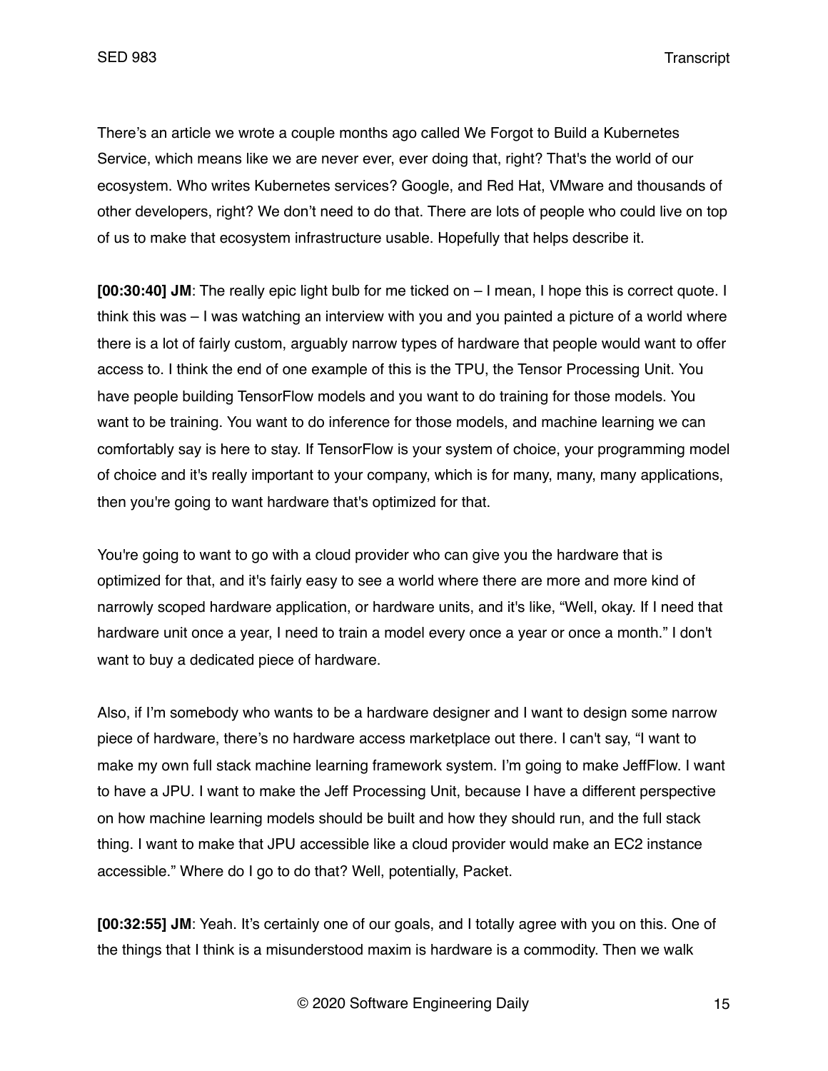There's an article we wrote a couple months ago called We Forgot to Build a Kubernetes Service, which means like we are never ever, ever doing that, right? That's the world of our ecosystem. Who writes Kubernetes services? Google, and Red Hat, VMware and thousands of other developers, right? We don't need to do that. There are lots of people who could live on top of us to make that ecosystem infrastructure usable. Hopefully that helps describe it.

**[00:30:40] JM**: The really epic light bulb for me ticked on – I mean, I hope this is correct quote. I think this was – I was watching an interview with you and you painted a picture of a world where there is a lot of fairly custom, arguably narrow types of hardware that people would want to offer access to. I think the end of one example of this is the TPU, the Tensor Processing Unit. You have people building TensorFlow models and you want to do training for those models. You want to be training. You want to do inference for those models, and machine learning we can comfortably say is here to stay. If TensorFlow is your system of choice, your programming model of choice and it's really important to your company, which is for many, many, many applications, then you're going to want hardware that's optimized for that.

You're going to want to go with a cloud provider who can give you the hardware that is optimized for that, and it's fairly easy to see a world where there are more and more kind of narrowly scoped hardware application, or hardware units, and it's like, "Well, okay. If I need that hardware unit once a year, I need to train a model every once a year or once a month." I don't want to buy a dedicated piece of hardware.

Also, if I'm somebody who wants to be a hardware designer and I want to design some narrow piece of hardware, there's no hardware access marketplace out there. I can't say, "I want to make my own full stack machine learning framework system. I'm going to make JeffFlow. I want to have a JPU. I want to make the Jeff Processing Unit, because I have a different perspective on how machine learning models should be built and how they should run, and the full stack thing. I want to make that JPU accessible like a cloud provider would make an EC2 instance accessible." Where do I go to do that? Well, potentially, Packet.

**[00:32:55] JM**: Yeah. It's certainly one of our goals, and I totally agree with you on this. One of the things that I think is a misunderstood maxim is hardware is a commodity. Then we walk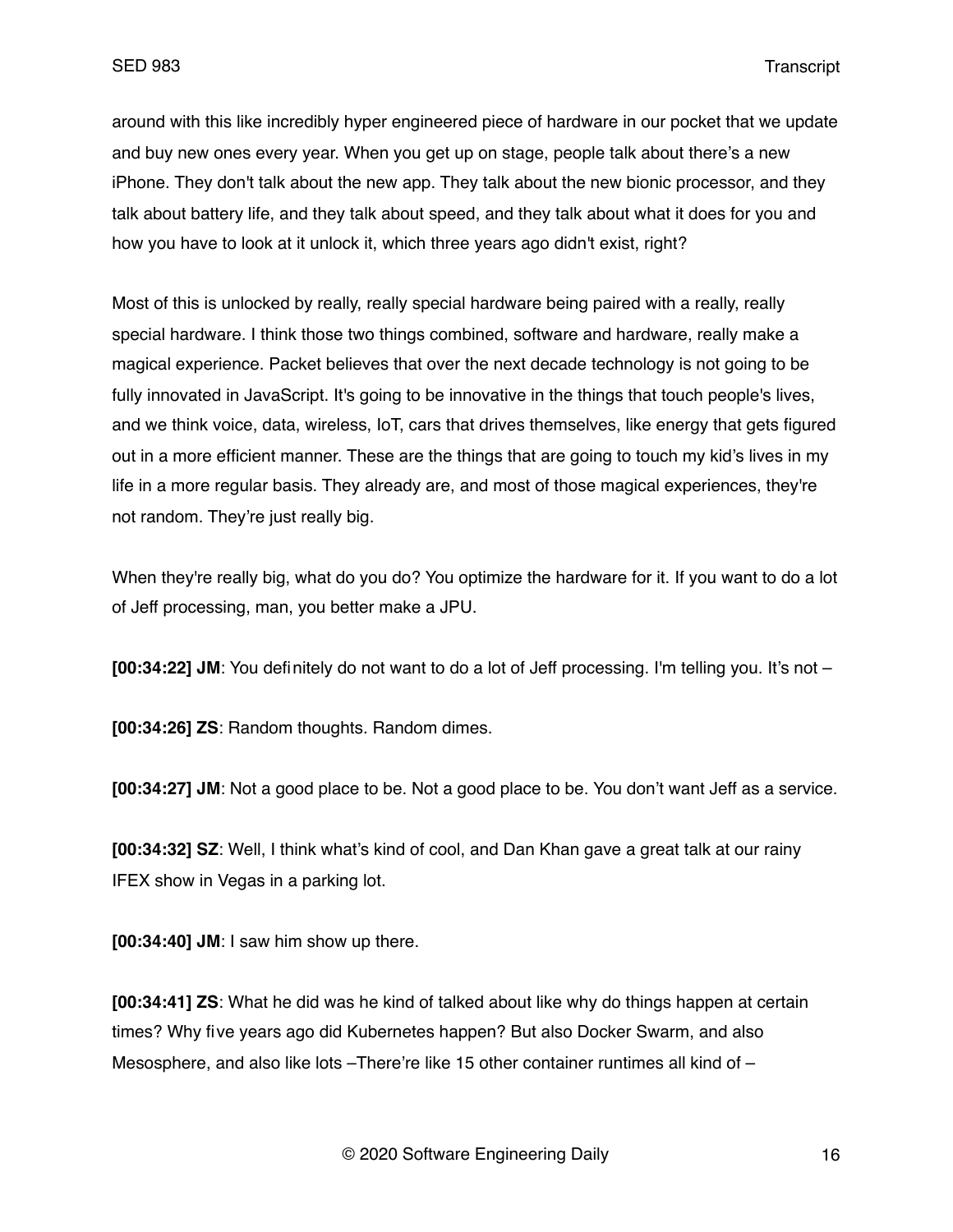around with this like incredibly hyper engineered piece of hardware in our pocket that we update and buy new ones every year. When you get up on stage, people talk about there's a new iPhone. They don't talk about the new app. They talk about the new bionic processor, and they talk about battery life, and they talk about speed, and they talk about what it does for you and how you have to look at it unlock it, which three years ago didn't exist, right?

Most of this is unlocked by really, really special hardware being paired with a really, really special hardware. I think those two things combined, software and hardware, really make a magical experience. Packet believes that over the next decade technology is not going to be fully innovated in JavaScript. It's going to be innovative in the things that touch people's lives, and we think voice, data, wireless, IoT, cars that drives themselves, like energy that gets figured out in a more efficient manner. These are the things that are going to touch my kid's lives in my life in a more regular basis. They already are, and most of those magical experiences, they're not random. They're just really big.

When they're really big, what do you do? You optimize the hardware for it. If you want to do a lot of Jeff processing, man, you better make a JPU.

**[00:34:22] JM**: You definitely do not want to do a lot of Jeff processing. I'm telling you. It's not –

**[00:34:26] ZS**: Random thoughts. Random dimes.

**[00:34:27] JM**: Not a good place to be. Not a good place to be. You don't want Jeff as a service.

**[00:34:32] SZ**: Well, I think what's kind of cool, and Dan Khan gave a great talk at our rainy IFEX show in Vegas in a parking lot.

**[00:34:40] JM**: I saw him show up there.

**[00:34:41] ZS**: What he did was he kind of talked about like why do things happen at certain times? Why five years ago did Kubernetes happen? But also Docker Swarm, and also Mesosphere, and also like lots –There're like 15 other container runtimes all kind of –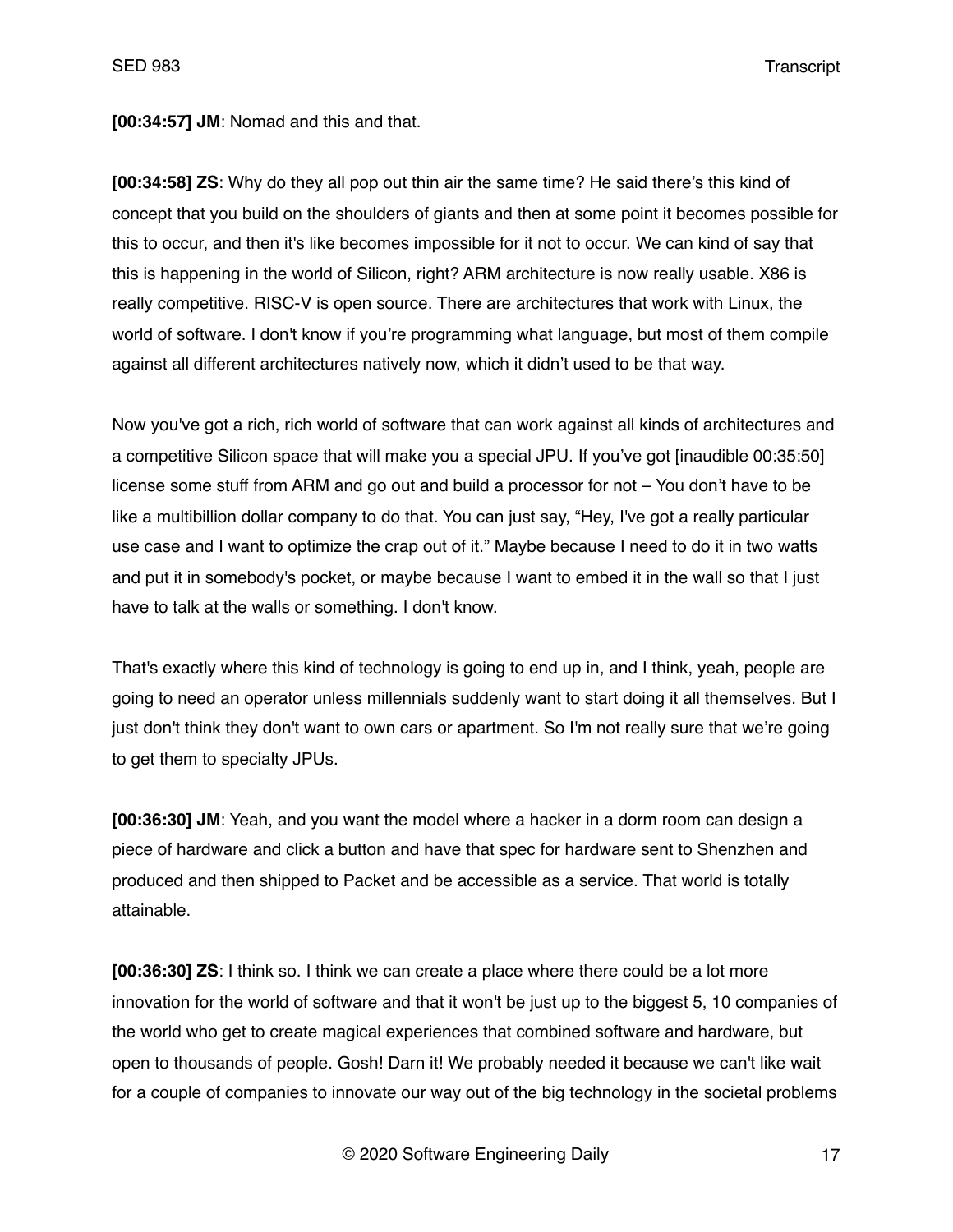**[00:34:57] JM**: Nomad and this and that.

**[00:34:58] ZS**: Why do they all pop out thin air the same time? He said there's this kind of concept that you build on the shoulders of giants and then at some point it becomes possible for this to occur, and then it's like becomes impossible for it not to occur. We can kind of say that this is happening in the world of Silicon, right? ARM architecture is now really usable. X86 is really competitive. RISC-V is open source. There are architectures that work with Linux, the world of software. I don't know if you're programming what language, but most of them compile against all different architectures natively now, which it didn't used to be that way.

Now you've got a rich, rich world of software that can work against all kinds of architectures and a competitive Silicon space that will make you a special JPU. If you've got [inaudible 00:35:50] license some stuff from ARM and go out and build a processor for not – You don't have to be like a multibillion dollar company to do that. You can just say, "Hey, I've got a really particular use case and I want to optimize the crap out of it." Maybe because I need to do it in two watts and put it in somebody's pocket, or maybe because I want to embed it in the wall so that I just have to talk at the walls or something. I don't know.

That's exactly where this kind of technology is going to end up in, and I think, yeah, people are going to need an operator unless millennials suddenly want to start doing it all themselves. But I just don't think they don't want to own cars or apartment. So I'm not really sure that we're going to get them to specialty JPUs.

**[00:36:30] JM**: Yeah, and you want the model where a hacker in a dorm room can design a piece of hardware and click a button and have that spec for hardware sent to Shenzhen and produced and then shipped to Packet and be accessible as a service. That world is totally attainable.

**[00:36:30] ZS**: I think so. I think we can create a place where there could be a lot more innovation for the world of software and that it won't be just up to the biggest 5, 10 companies of the world who get to create magical experiences that combined software and hardware, but open to thousands of people. Gosh! Darn it! We probably needed it because we can't like wait for a couple of companies to innovate our way out of the big technology in the societal problems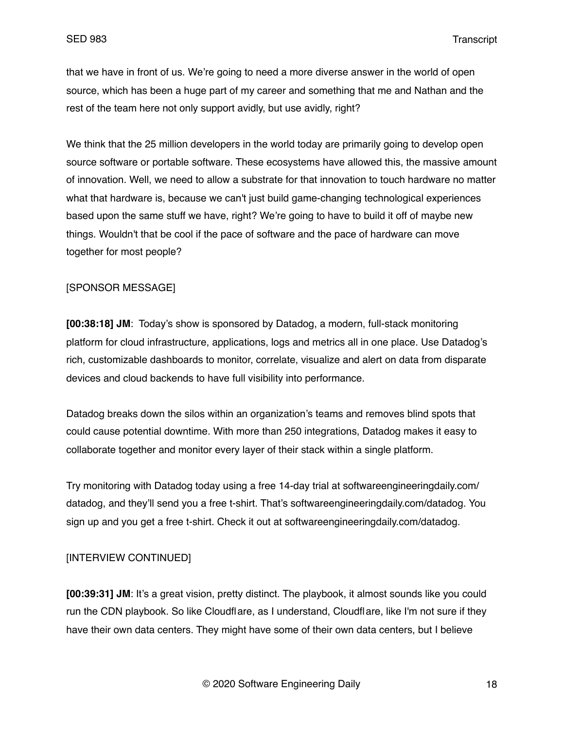that we have in front of us. We're going to need a more diverse answer in the world of open source, which has been a huge part of my career and something that me and Nathan and the rest of the team here not only support avidly, but use avidly, right?

We think that the 25 million developers in the world today are primarily going to develop open source software or portable software. These ecosystems have allowed this, the massive amount of innovation. Well, we need to allow a substrate for that innovation to touch hardware no matter what that hardware is, because we can't just build game-changing technological experiences based upon the same stuff we have, right? We're going to have to build it off of maybe new things. Wouldn't that be cool if the pace of software and the pace of hardware can move together for most people?

[SPONSOR MESSAGE]

**[00:38:18] JM**: Today's show is sponsored by Datadog, a modern, full-stack monitoring platform for cloud infrastructure, applications, logs and metrics all in one place. Use Datadog's rich, customizable dashboards to monitor, correlate, visualize and alert on data from disparate devices and cloud backends to have full visibility into performance.

Datadog breaks down the silos within an organization's teams and removes blind spots that could cause potential downtime. With more than 250 integrations, Datadog makes it easy to collaborate together and monitor every layer of their stack within a single platform.

Try monitoring with Datadog today using a free 14-day trial at softwareengineeringdaily.com/datadog, and they'll send you a free t-shirt. That's softwareengineeringdaily.com/datadog. You sign up and you get a free t-shirt. Check it out at softwareengineeringdaily.com/datadog.

[INTERVIEW CONTINUED]

**[00:39:31] JM**: It's a great vision, pretty distinct. The playbook, it almost sounds like you could run the CDN playbook. So like Cloudflare, as I understand, Cloudflare, like I'm not sure if they have their own data centers. They might have some of their own data centers, but I believe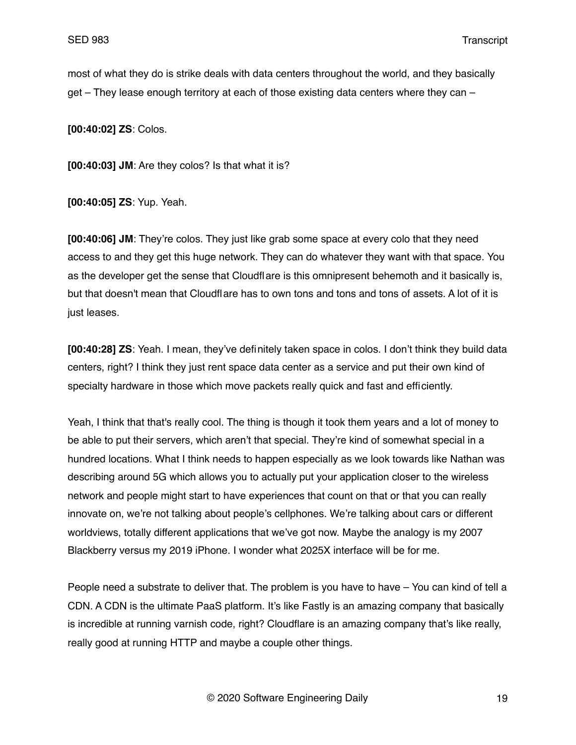most of what they do is strike deals with data centers throughout the world, and they basically get – They lease enough territory at each of those existing data centers where they can –

**[00:40:02] ZS**: Colos.

**[00:40:03] JM**: Are they colos? Is that what it is?

**[00:40:05] ZS**: Yup. Yeah.

**[00:40:06] JM**: They're colos. They just like grab some space at every colo that they need access to and they get this huge network. They can do whatever they want with that space. You as the developer get the sense that Cloudflare is this omnipresent behemoth and it basically is, but that doesn't mean that Cloudflare has to own tons and tons and tons of assets. A lot of it is just leases.

**[00:40:28] ZS**: Yeah. I mean, they've definitely taken space in colos. I don't think they build data centers, right? I think they just rent space data center as a service and put their own kind of specialty hardware in those which move packets really quick and fast and efficiently.

Yeah, I think that that's really cool. The thing is though it took them years and a lot of money to be able to put their servers, which aren't that special. They're kind of somewhat special in a hundred locations. What I think needs to happen especially as we look towards like Nathan was describing around 5G which allows you to actually put your application closer to the wireless network and people might start to have experiences that count on that or that you can really innovate on, we're not talking about people's cellphones. We're talking about cars or different worldviews, totally different applications that we've got now. Maybe the analogy is my 2007 Blackberry versus my 2019 iPhone. I wonder what 2025X interface will be for me.

People need a substrate to deliver that. The problem is you have to have – You can kind of tell a CDN. A CDN is the ultimate PaaS platform. It's like Fastly is an amazing company that basically is incredible at running varnish code, right? Cloudflare is an amazing company that's like really, really good at running HTTP and maybe a couple other things.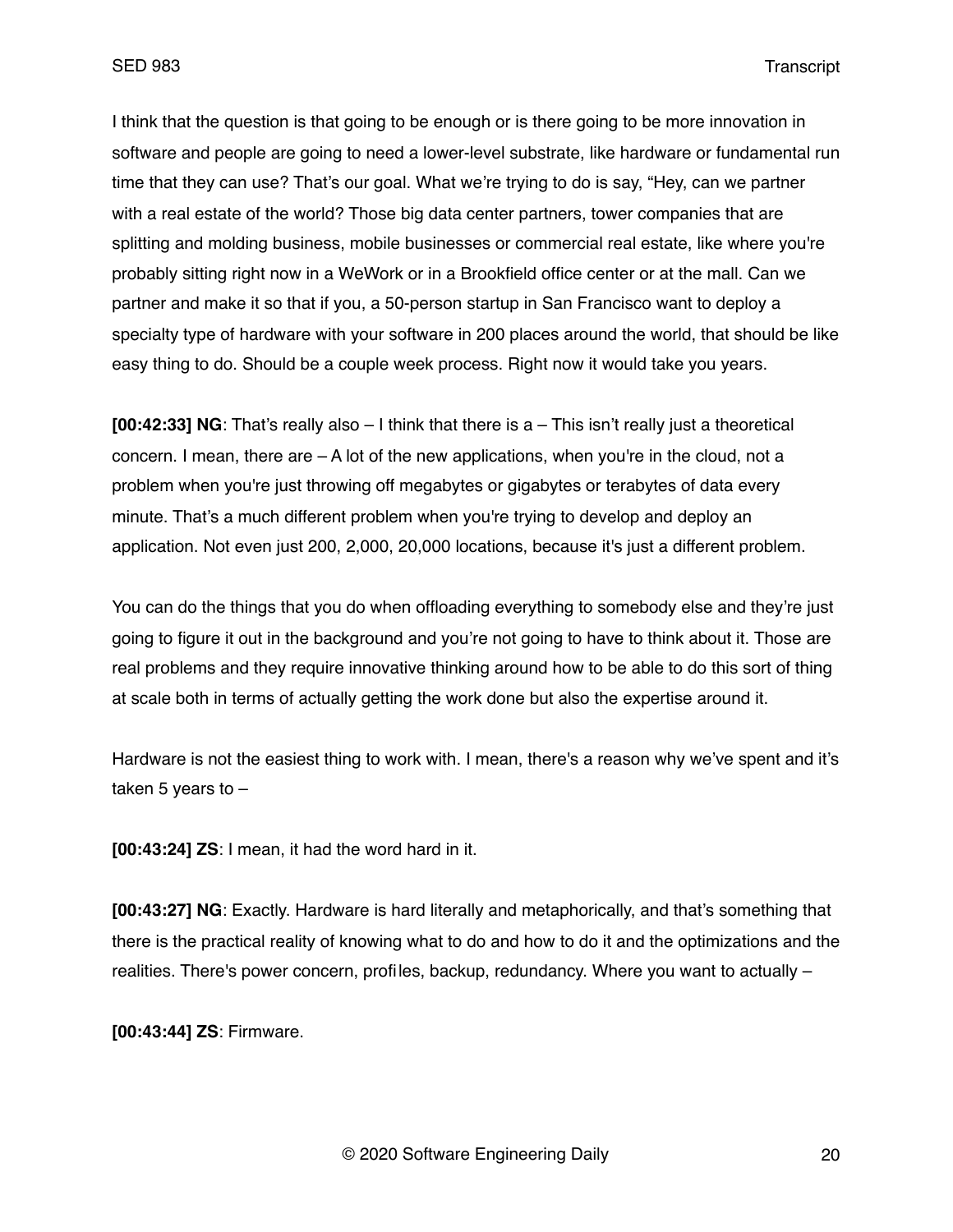I think that the question is that going to be enough or is there going to be more innovation in software and people are going to need a lower-level substrate, like hardware or fundamental run time that they can use? That's our goal. What we're trying to do is say, "Hey, can we partner with a real estate of the world? Those big data center partners, tower companies that are splitting and molding business, mobile businesses or commercial real estate, like where you're probably sitting right now in a WeWork or in a Brookfield office center or at the mall. Can we partner and make it so that if you, a 50-person startup in San Francisco want to deploy a specialty type of hardware with your software in 200 places around the world, that should be like easy thing to do. Should be a couple week process. Right now it would take you years.

**[00:42:33] NG**: That's really also – I think that there is a – This isn't really just a theoretical concern. I mean, there are – A lot of the new applications, when you're in the cloud, not a problem when you're just throwing off megabytes or gigabytes or terabytes of data every minute. That's a much different problem when you're trying to develop and deploy an application. Not even just 200, 2,000, 20,000 locations, because it's just a different problem.

You can do the things that you do when offloading everything to somebody else and they're just going to figure it out in the background and you're not going to have to think about it. Those are real problems and they require innovative thinking around how to be able to do this sort of thing at scale both in terms of actually getting the work done but also the expertise around it.

Hardware is not the easiest thing to work with. I mean, there's a reason why we've spent and it's taken 5 years to –

**[00:43:24] ZS**: I mean, it had the word hard in it.

**[00:43:27] NG**: Exactly. Hardware is hard literally and metaphorically, and that's something that there is the practical reality of knowing what to do and how to do it and the optimizations and the realities. There's power concern, profiles, backup, redundancy. Where you want to actually –

**[00:43:44] ZS**: Firmware.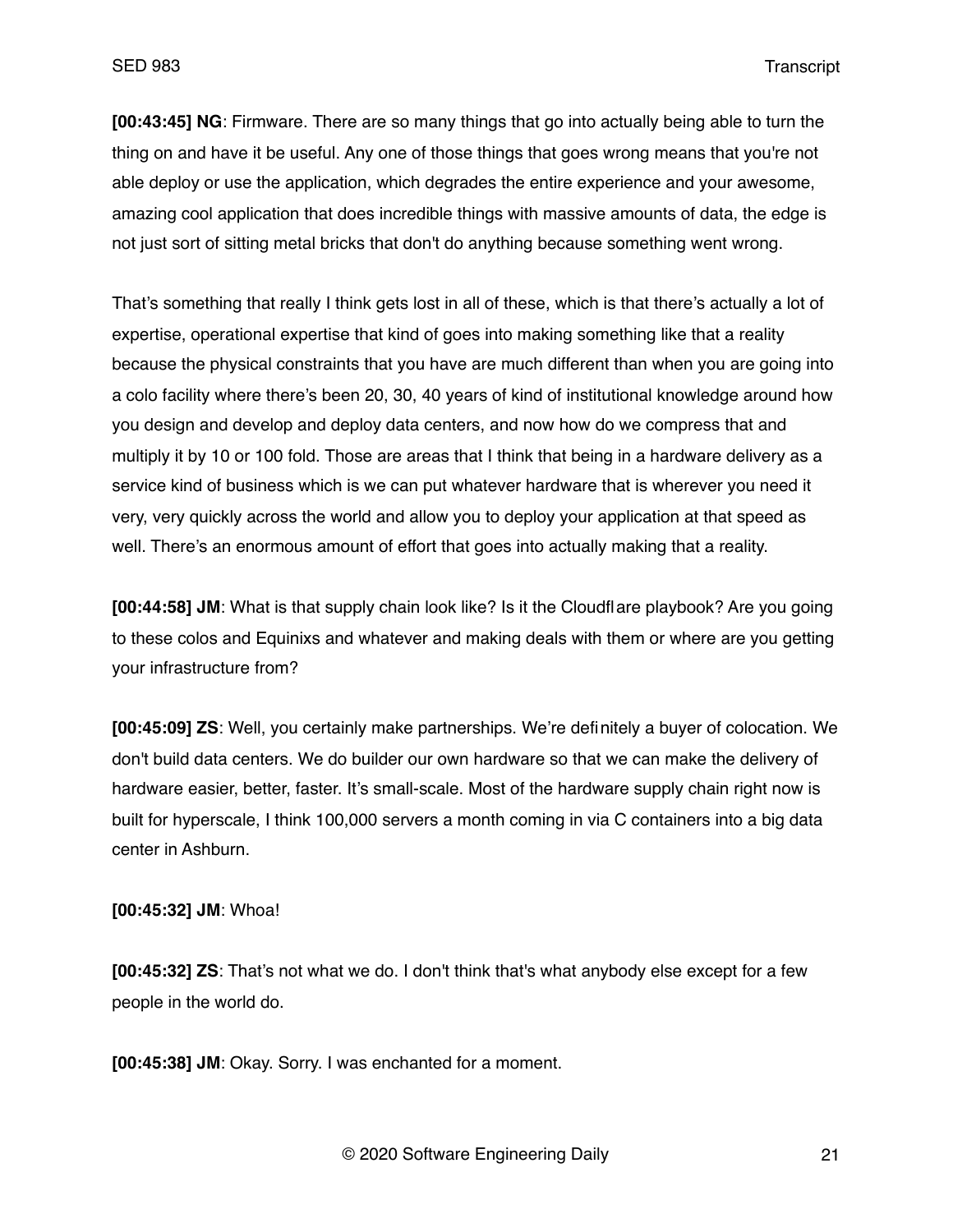**[00:43:45] NG**: Firmware. There are so many things that go into actually being able to turn the thing on and have it be useful. Any one of those things that goes wrong means that you're not able deploy or use the application, which degrades the entire experience and your awesome, amazing cool application that does incredible things with massive amounts of data, the edge is not just sort of sitting metal bricks that don't do anything because something went wrong.

That's something that really I think gets lost in all of these, which is that there's actually a lot of expertise, operational expertise that kind of goes into making something like that a reality because the physical constraints that you have are much different than when you are going into a colo facility where there's been 20, 30, 40 years of kind of institutional knowledge around how you design and develop and deploy data centers, and now how do we compress that and multiply it by 10 or 100 fold. Those are areas that I think that being in a hardware delivery as a service kind of business which is we can put whatever hardware that is wherever you need it very, very quickly across the world and allow you to deploy your application at that speed as well. There's an enormous amount of effort that goes into actually making that a reality.

**[00:44:58] JM**: What is that supply chain look like? Is it the Cloudflare playbook? Are you going to these colos and Equinixs and whatever and making deals with them or where are you getting your infrastructure from?

**[00:45:09] ZS**: Well, you certainly make partnerships. We're definitely a buyer of colocation. We don't build data centers. We do builder our own hardware so that we can make the delivery of hardware easier, better, faster. It's small-scale. Most of the hardware supply chain right now is built for hyperscale, I think 100,000 servers a month coming in via C containers into a big data center in Ashburn.

**[00:45:32] JM**: Whoa!

**[00:45:32] ZS**: That's not what we do. I don't think that's what anybody else except for a few people in the world do.

**[00:45:38] JM**: Okay. Sorry. I was enchanted for a moment.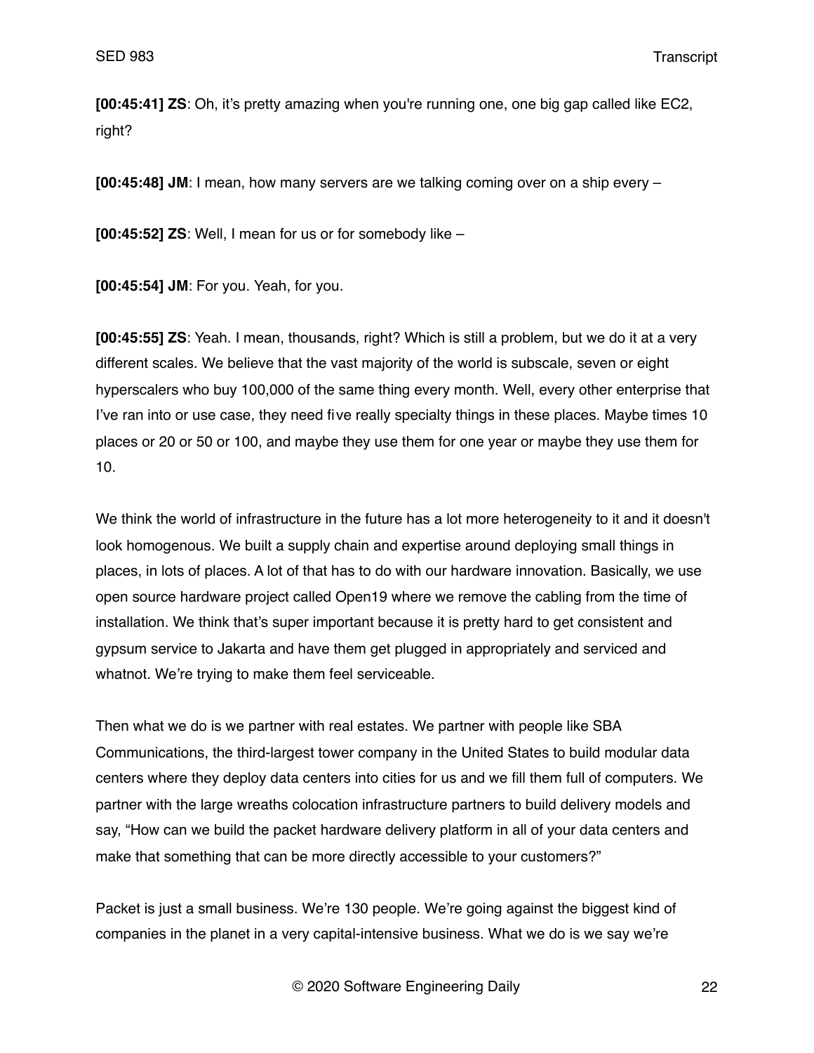**[00:45:41] ZS**: Oh, it's pretty amazing when you're running one, one big gap called like EC2, right?

**[00:45:48] JM**: I mean, how many servers are we talking coming over on a ship every –

**[00:45:52] ZS**: Well, I mean for us or for somebody like –

**[00:45:54] JM**: For you. Yeah, for you.

**[00:45:55] ZS**: Yeah. I mean, thousands, right? Which is still a problem, but we do it at a very different scales. We believe that the vast majority of the world is subscale, seven or eight hyperscalers who buy 100,000 of the same thing every month. Well, every other enterprise that I've ran into or use case, they need five really specialty things in these places. Maybe times 10 places or 20 or 50 or 100, and maybe they use them for one year or maybe they use them for 10.

We think the world of infrastructure in the future has a lot more heterogeneity to it and it doesn't look homogenous. We built a supply chain and expertise around deploying small things in places, in lots of places. A lot of that has to do with our hardware innovation. Basically, we use open source hardware project called Open19 where we remove the cabling from the time of installation. We think that's super important because it is pretty hard to get consistent and gypsum service to Jakarta and have them get plugged in appropriately and serviced and whatnot. We're trying to make them feel serviceable.

Then what we do is we partner with real estates. We partner with people like SBA Communications, the third-largest tower company in the United States to build modular data centers where they deploy data centers into cities for us and we fill them full of computers. We partner with the large wreaths colocation infrastructure partners to build delivery models and say, "How can we build the packet hardware delivery platform in all of your data centers and make that something that can be more directly accessible to your customers?"

Packet is just a small business. We're 130 people. We're going against the biggest kind of companies in the planet in a very capital-intensive business. What we do is we say we're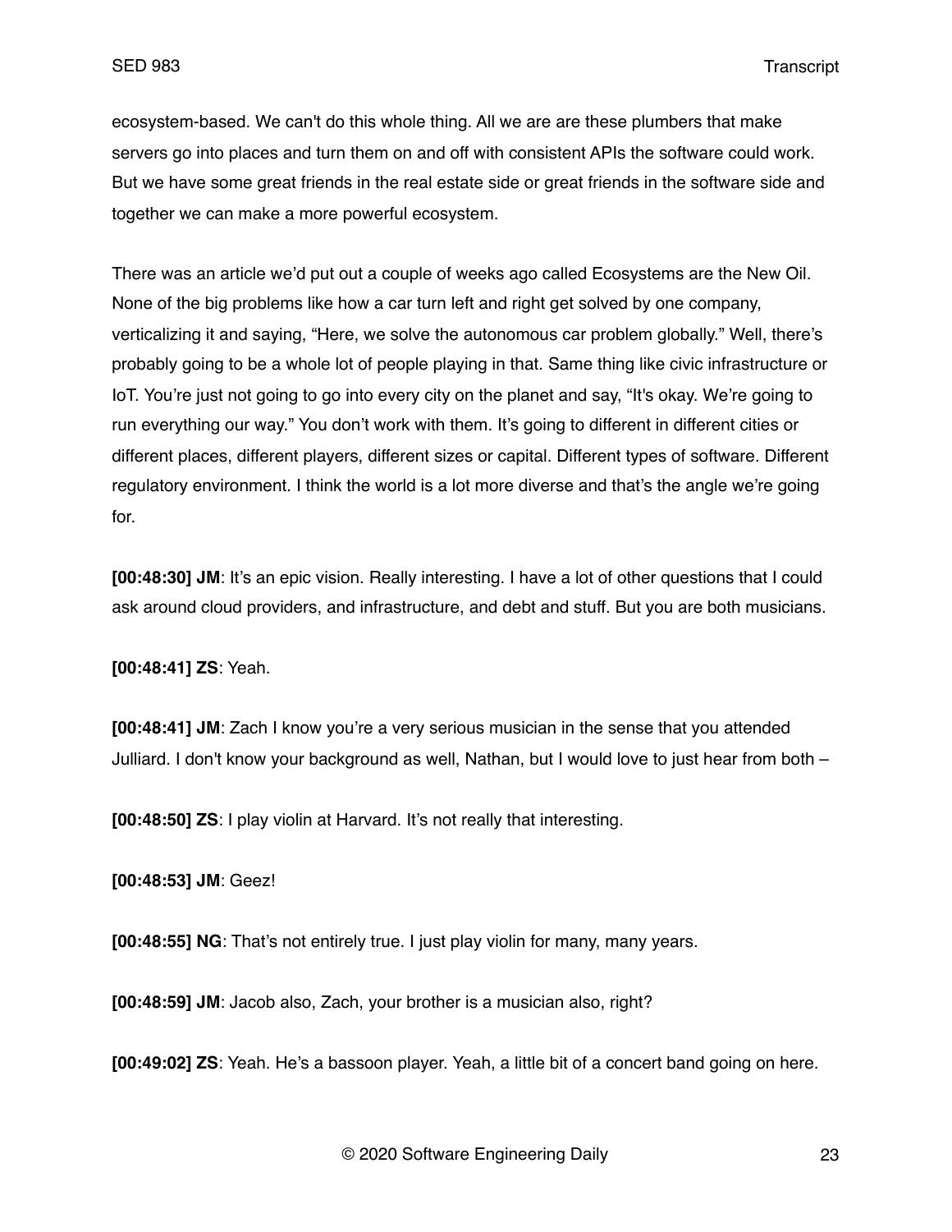ecosystem-based. We can't do this whole thing. All we are are these plumbers that make servers go into places and turn them on and off with consistent APIs the software could work. But we have some great friends in the real estate side or great friends in the software side and together we can make a more powerful ecosystem.

There was an article we'd put out a couple of weeks ago called Ecosystems are the New Oil. None of the big problems like how a car turn left and right get solved by one company, verticalizing it and saying, "Here, we solve the autonomous car problem globally." Well, there's probably going to be a whole lot of people playing in that. Same thing like civic infrastructure or IoT. You're just not going to go into every city on the planet and say, "It's okay. We're going to run everything our way." You don't work with them. It's going to different in different cities or different places, different players, different sizes or capital. Different types of software. Different regulatory environment. I think the world is a lot more diverse and that's the angle we're going for.

**[00:48:30] JM**: It's an epic vision. Really interesting. I have a lot of other questions that I could ask around cloud providers, and infrastructure, and debt and stuff. But you are both musicians.

**[00:48:41] ZS**: Yeah.

**[00:48:41] JM**: Zach I know you're a very serious musician in the sense that you attended Julliard. I don't know your background as well, Nathan, but I would love to just hear from both –

**[00:48:50] ZS**: I play violin at Harvard. It's not really that interesting.

**[00:48:53] JM**: Geez!

**[00:48:55] NG**: That's not entirely true. I just play violin for many, many years.

**[00:48:59] JM**: Jacob also, Zach, your brother is a musician also, right?

**[00:49:02] ZS**: Yeah. He's a bassoon player. Yeah, a little bit of a concert band going on here.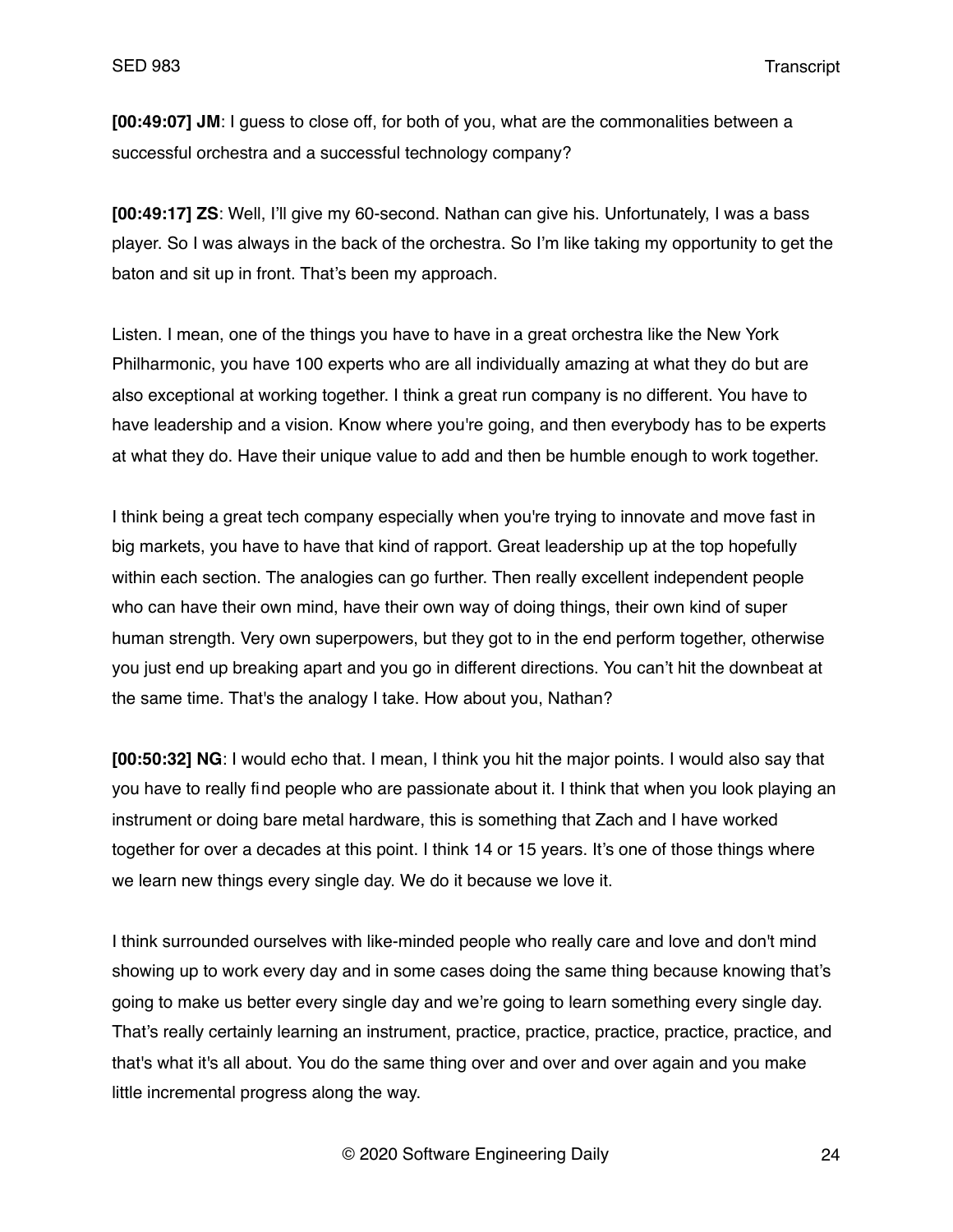**[00:49:07] JM**: I guess to close off, for both of you, what are the commonalities between a successful orchestra and a successful technology company?

**[00:49:17] ZS**: Well, I'll give my 60-second. Nathan can give his. Unfortunately, I was a bass player. So I was always in the back of the orchestra. So I'm like taking my opportunity to get the baton and sit up in front. That's been my approach.

Listen. I mean, one of the things you have to have in a great orchestra like the New York Philharmonic, you have 100 experts who are all individually amazing at what they do but are also exceptional at working together. I think a great run company is no different. You have to have leadership and a vision. Know where you're going, and then everybody has to be experts at what they do. Have their unique value to add and then be humble enough to work together.

I think being a great tech company especially when you're trying to innovate and move fast in big markets, you have to have that kind of rapport. Great leadership up at the top hopefully within each section. The analogies can go further. Then really excellent independent people who can have their own mind, have their own way of doing things, their own kind of super human strength. Very own superpowers, but they got to in the end perform together, otherwise you just end up breaking apart and you go in different directions. You can't hit the downbeat at the same time. That's the analogy I take. How about you, Nathan?

**[00:50:32] NG**: I would echo that. I mean, I think you hit the major points. I would also say that you have to really find people who are passionate about it. I think that when you look playing an instrument or doing bare metal hardware, this is something that Zach and I have worked together for over a decades at this point. I think 14 or 15 years. It's one of those things where we learn new things every single day. We do it because we love it.

I think surrounded ourselves with like-minded people who really care and love and don't mind showing up to work every day and in some cases doing the same thing because knowing that's going to make us better every single day and we're going to learn something every single day. That's really certainly learning an instrument, practice, practice, practice, practice, practice, and that's what it's all about. You do the same thing over and over and over again and you make little incremental progress along the way.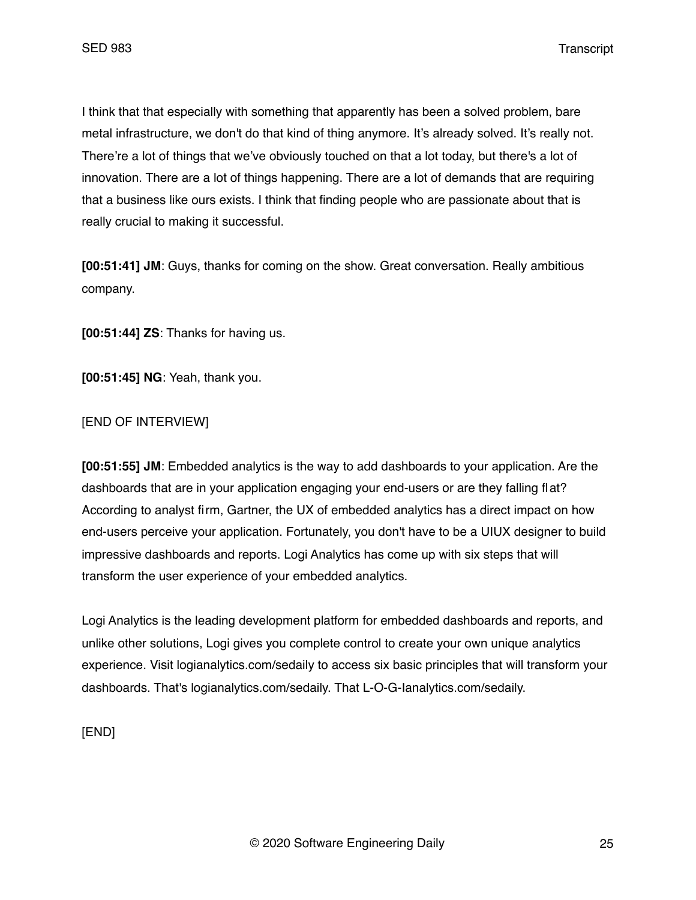I think that that especially with something that apparently has been a solved problem, bare metal infrastructure, we don't do that kind of thing anymore. It's already solved. It's really not. There're a lot of things that we've obviously touched on that a lot today, but there's a lot of innovation. There are a lot of things happening. There are a lot of demands that are requiring that a business like ours exists. I think that finding people who are passionate about that is really crucial to making it successful.

**[00:51:41] JM**: Guys, thanks for coming on the show. Great conversation. Really ambitious company.

**[00:51:44] ZS**: Thanks for having us.

**[00:51:45] NG**: Yeah, thank you.

[END OF INTERVIEW]

**[00:51:55] JM**: Embedded analytics is the way to add dashboards to your application. Are the dashboards that are in your application engaging your end-users or are they falling flat? According to analyst firm, Gartner, the UX of embedded analytics has a direct impact on how end-users perceive your application. Fortunately, you don't have to be a UIUX designer to build impressive dashboards and reports. Logi Analytics has come up with six steps that will transform the user experience of your embedded analytics.

Logi Analytics is the leading development platform for embedded dashboards and reports, and unlike other solutions, Logi gives you complete control to create your own unique analytics experience. Visit logianalytics.com/sedaily to access six basic principles that will transform your dashboards. That's logianalytics.com/sedaily. That L-O-G-Ianalytics.com/sedaily.

[END]